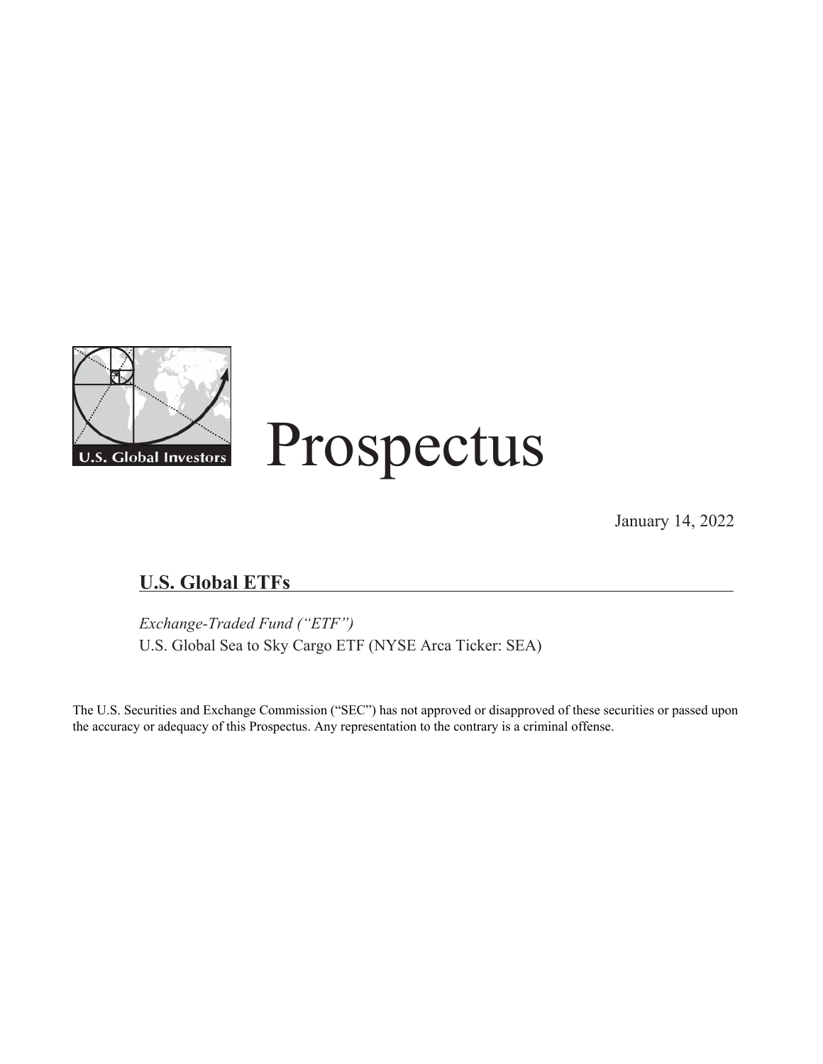U.S. Global Investors

# Prospectus

January 14, 2022

## U.S. Global ETFs

*Exchange-Traded Fund (“ETF”)*

U.S. Global Sea to Sky Cargo ETF (NYSE Arca Ticker: SEA)

The U.S. Securities and Exchange Commission (“SEC”) has not approved or disapproved of these securities or passed upon the accuracy or adequacy of this Prospectus. Any representation to the contrary is a criminal offense.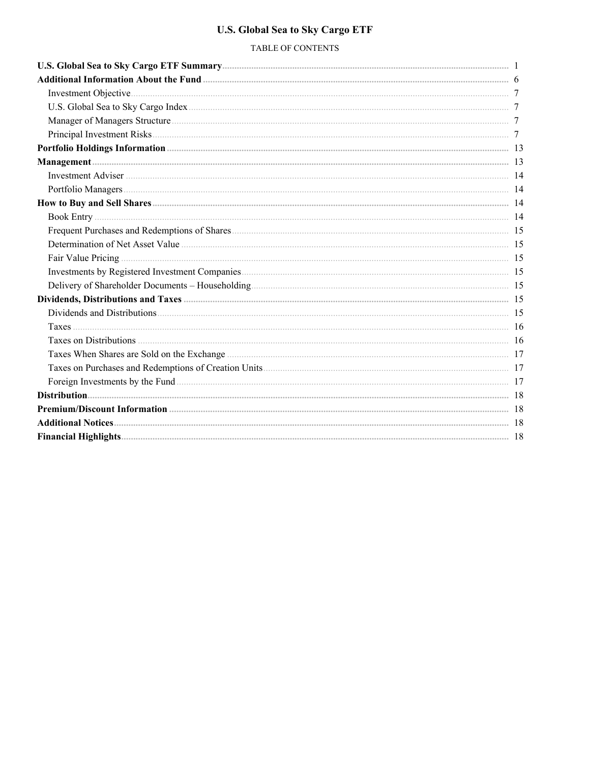# U.S. Global Sea to Sky Cargo ETF

TABLE OF CONTENTS

| | |
|---|---|
| **U.S. Global Sea to Sky Cargo ETF Summary** | 1 |
| **Additional Information About the Fund** | 6 |
| Investment Objective | 7 |
| U.S. Global Sea to Sky Cargo Index | 7 |
| Manager of Managers Structure | 7 |
| Principal Investment Risks | 7 |
| **Portfolio Holdings Information** | 13 |
| **Management** | 13 |
| Investment Adviser | 14 |
| Portfolio Managers | 14 |
| **How to Buy and Sell Shares** | 14 |
| Book Entry | 14 |
| Frequent Purchases and Redemptions of Shares | 15 |
| Determination of Net Asset Value | 15 |
| Fair Value Pricing | 15 |
| Investments by Registered Investment Companies | 15 |
| Delivery of Shareholder Documents – Householding | 15 |
| **Dividends, Distributions and Taxes** | 15 |
| Dividends and Distributions | 15 |
| Taxes | 16 |
| Taxes on Distributions | 16 |
| Taxes When Shares are Sold on the Exchange | 17 |
| Taxes on Purchases and Redemptions of Creation Units | 17 |
| Foreign Investments by the Fund | 17 |
| **Distribution** | 18 |
| **Premium/Discount Information** | 18 |
| **Additional Notices** | 18 |
| **Financial Highlights** | 18 |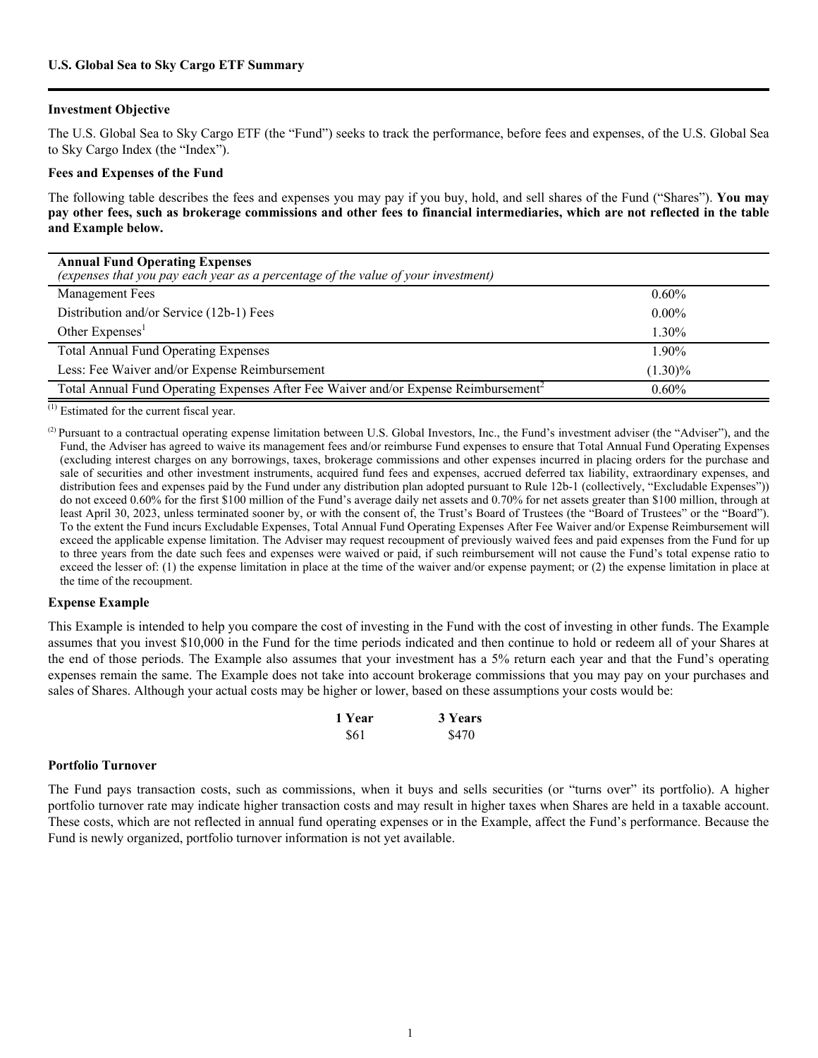## U.S. Global Sea to Sky Cargo ETF Summary

### Investment Objective

The U.S. Global Sea to Sky Cargo ETF (the "Fund") seeks to track the performance, before fees and expenses, of the U.S. Global Sea to Sky Cargo Index (the "Index").

### Fees and Expenses of the Fund

The following table describes the fees and expenses you may pay if you buy, hold, and sell shares of the Fund ("Shares"). **You may pay other fees, such as brokerage commissions and other fees to financial intermediaries, which are not reflected in the table and Example below.**

| **Annual Fund Operating Expenses** *(expenses that you pay each year as a percentage of the value of your investment)* | |
|---|---|
| Management Fees | 0.60% |
| Distribution and/or Service (12b-1) Fees | 0.00% |
| Other Expenses[1] | 1.30% |
| Total Annual Fund Operating Expenses | 1.90% |
| Less: Fee Waiver and/or Expense Reimbursement | (1.30)% |
| Total Annual Fund Operating Expenses After Fee Waiver and/or Expense Reimbursement[2] | 0.60% |

(1) Estimated for the current fiscal year.

(2) Pursuant to a contractual operating expense limitation between U.S. Global Investors, Inc., the Fund's investment adviser (the "Adviser"), and the Fund, the Adviser has agreed to waive its management fees and/or reimburse Fund expenses to ensure that Total Annual Fund Operating Expenses (excluding interest charges on any borrowings, taxes, brokerage commissions and other expenses incurred in placing orders for the purchase and sale of securities and other investment instruments, acquired fund fees and expenses, accrued deferred tax liability, extraordinary expenses, and distribution fees and expenses paid by the Fund under any distribution plan adopted pursuant to Rule 12b-1 (collectively, "Excludable Expenses")) do not exceed 0.60% for the first $100 million of the Fund's average daily net assets and 0.70% for net assets greater than $100 million, through at least April 30, 2023, unless terminated sooner by, or with the consent of, the Trust's Board of Trustees (the "Board of Trustees" or the "Board"). To the extent the Fund incurs Excludable Expenses, Total Annual Fund Operating Expenses After Fee Waiver and/or Expense Reimbursement will exceed the applicable expense limitation. The Adviser may request recoupment of previously waived fees and paid expenses from the Fund for up to three years from the date such fees and expenses were waived or paid, if such reimbursement will not cause the Fund's total expense ratio to exceed the lesser of: (1) the expense limitation in place at the time of the waiver and/or expense payment; or (2) the expense limitation in place at the time of the recoupment.

### Expense Example

This Example is intended to help you compare the cost of investing in the Fund with the cost of investing in other funds. The Example assumes that you invest $10,000 in the Fund for the time periods indicated and then continue to hold or redeem all of your Shares at the end of those periods. The Example also assumes that your investment has a 5% return each year and that the Fund's operating expenses remain the same. The Example does not take into account brokerage commissions that you may pay on your purchases and sales of Shares. Although your actual costs may be higher or lower, based on these assumptions your costs would be:

| 1 Year | 3 Years |
|---|---|
| $61 | $470 |

### Portfolio Turnover

The Fund pays transaction costs, such as commissions, when it buys and sells securities (or "turns over" its portfolio). A higher portfolio turnover rate may indicate higher transaction costs and may result in higher taxes when Shares are held in a taxable account. These costs, which are not reflected in annual fund operating expenses or in the Example, affect the Fund's performance. Because the Fund is newly organized, portfolio turnover information is not yet available.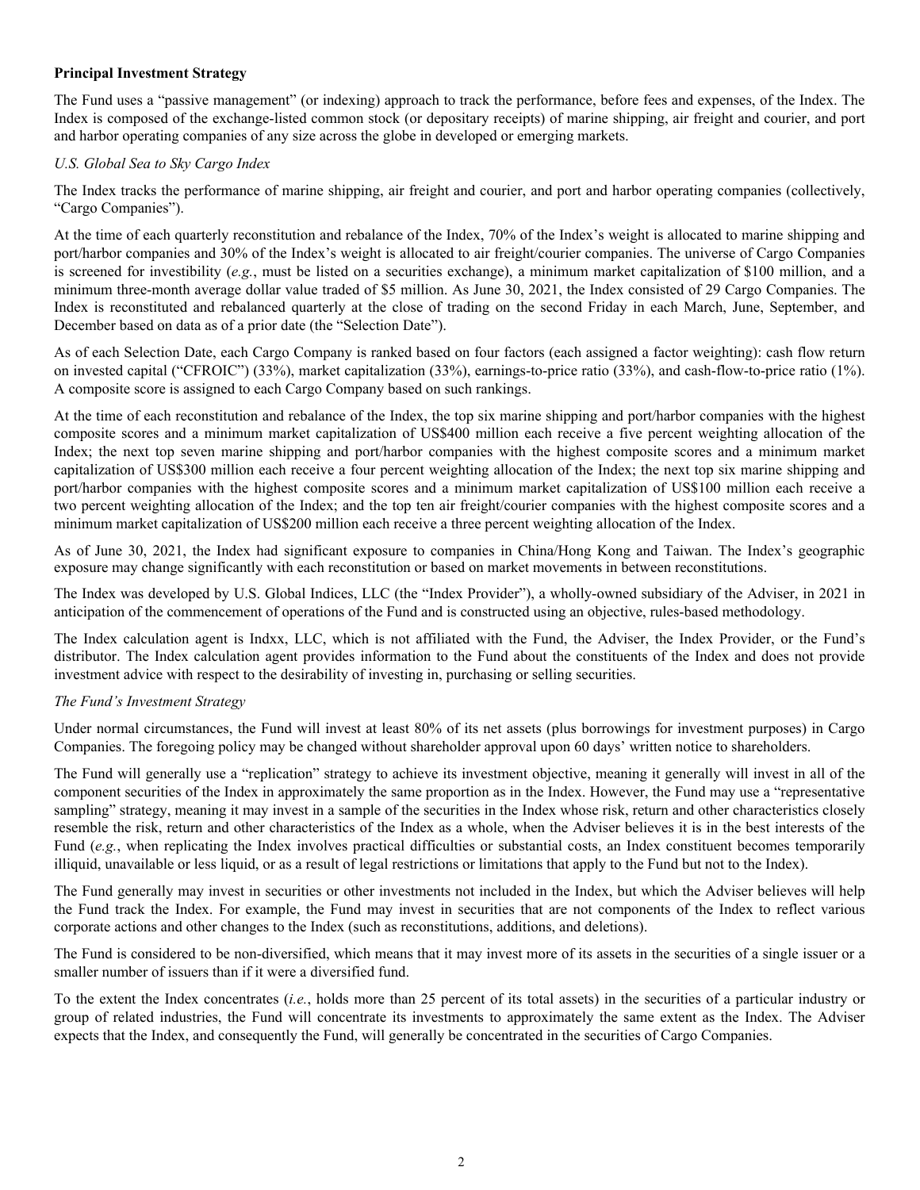**Principal Investment Strategy**

The Fund uses a "passive management" (or indexing) approach to track the performance, before fees and expenses, of the Index. The Index is composed of the exchange-listed common stock (or depositary receipts) of marine shipping, air freight and courier, and port and harbor operating companies of any size across the globe in developed or emerging markets.

*U.S. Global Sea to Sky Cargo Index*

The Index tracks the performance of marine shipping, air freight and courier, and port and harbor operating companies (collectively, "Cargo Companies").

At the time of each quarterly reconstitution and rebalance of the Index, 70% of the Index's weight is allocated to marine shipping and port/harbor companies and 30% of the Index's weight is allocated to air freight/courier companies. The universe of Cargo Companies is screened for investibility (*e.g.*, must be listed on a securities exchange), a minimum market capitalization of $100 million, and a minimum three-month average dollar value traded of $5 million. As June 30, 2021, the Index consisted of 29 Cargo Companies. The Index is reconstituted and rebalanced quarterly at the close of trading on the second Friday in each March, June, September, and December based on data as of a prior date (the "Selection Date").

As of each Selection Date, each Cargo Company is ranked based on four factors (each assigned a factor weighting): cash flow return on invested capital ("CFROIC") (33%), market capitalization (33%), earnings-to-price ratio (33%), and cash-flow-to-price ratio (1%). A composite score is assigned to each Cargo Company based on such rankings.

At the time of each reconstitution and rebalance of the Index, the top six marine shipping and port/harbor companies with the highest composite scores and a minimum market capitalization of US$400 million each receive a five percent weighting allocation of the Index; the next top seven marine shipping and port/harbor companies with the highest composite scores and a minimum market capitalization of US$300 million each receive a four percent weighting allocation of the Index; the next top six marine shipping and port/harbor companies with the highest composite scores and a minimum market capitalization of US$100 million each receive a two percent weighting allocation of the Index; and the top ten air freight/courier companies with the highest composite scores and a minimum market capitalization of US$200 million each receive a three percent weighting allocation of the Index.

As of June 30, 2021, the Index had significant exposure to companies in China/Hong Kong and Taiwan. The Index's geographic exposure may change significantly with each reconstitution or based on market movements in between reconstitutions.

The Index was developed by U.S. Global Indices, LLC (the "Index Provider"), a wholly-owned subsidiary of the Adviser, in 2021 in anticipation of the commencement of operations of the Fund and is constructed using an objective, rules-based methodology.

The Index calculation agent is Indxx, LLC, which is not affiliated with the Fund, the Adviser, the Index Provider, or the Fund's distributor. The Index calculation agent provides information to the Fund about the constituents of the Index and does not provide investment advice with respect to the desirability of investing in, purchasing or selling securities.

*The Fund's Investment Strategy*

Under normal circumstances, the Fund will invest at least 80% of its net assets (plus borrowings for investment purposes) in Cargo Companies. The foregoing policy may be changed without shareholder approval upon 60 days' written notice to shareholders.

The Fund will generally use a "replication" strategy to achieve its investment objective, meaning it generally will invest in all of the component securities of the Index in approximately the same proportion as in the Index. However, the Fund may use a "representative sampling" strategy, meaning it may invest in a sample of the securities in the Index whose risk, return and other characteristics closely resemble the risk, return and other characteristics of the Index as a whole, when the Adviser believes it is in the best interests of the Fund (*e.g.*, when replicating the Index involves practical difficulties or substantial costs, an Index constituent becomes temporarily illiquid, unavailable or less liquid, or as a result of legal restrictions or limitations that apply to the Fund but not to the Index).

The Fund generally may invest in securities or other investments not included in the Index, but which the Adviser believes will help the Fund track the Index. For example, the Fund may invest in securities that are not components of the Index to reflect various corporate actions and other changes to the Index (such as reconstitutions, additions, and deletions).

The Fund is considered to be non-diversified, which means that it may invest more of its assets in the securities of a single issuer or a smaller number of issuers than if it were a diversified fund.

To the extent the Index concentrates (*i.e.*, holds more than 25 percent of its total assets) in the securities of a particular industry or group of related industries, the Fund will concentrate its investments to approximately the same extent as the Index. The Adviser expects that the Index, and consequently the Fund, will generally be concentrated in the securities of Cargo Companies.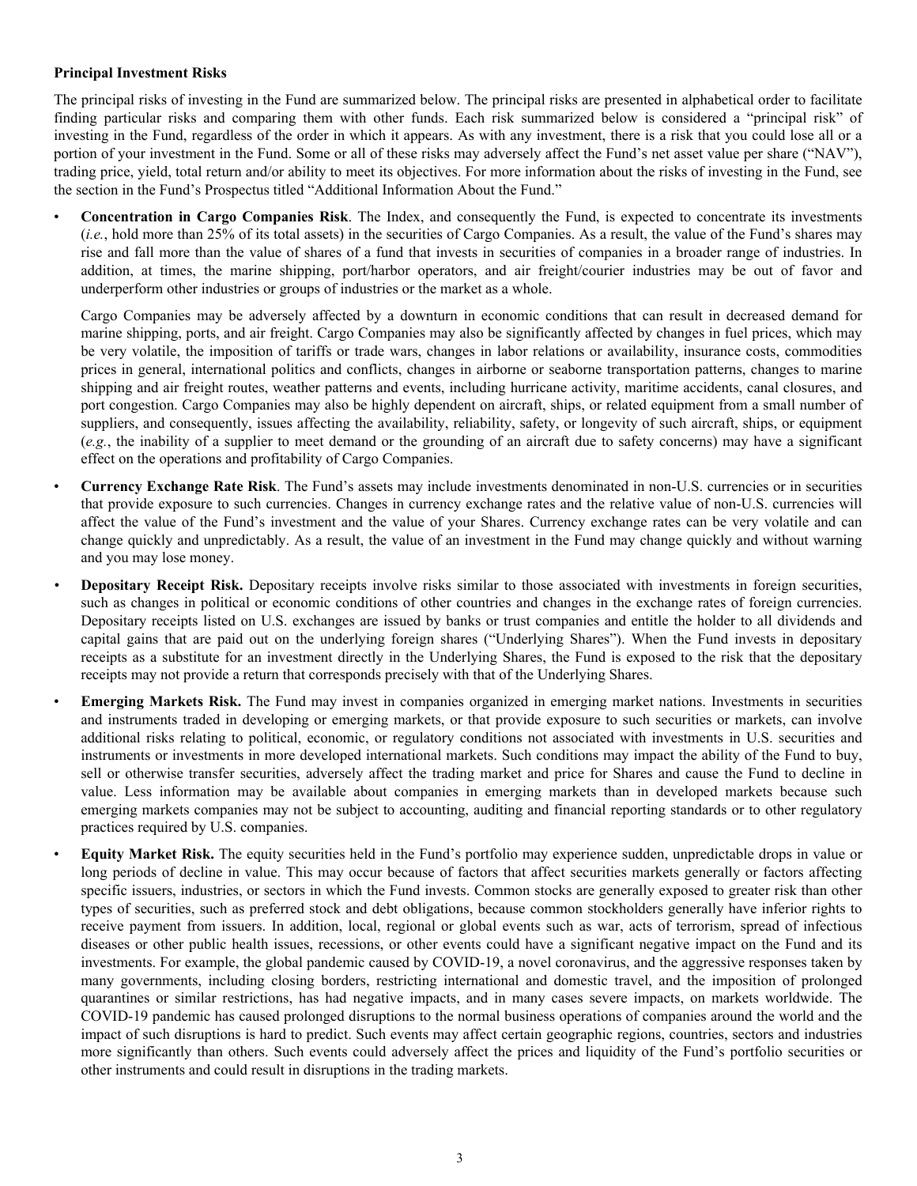**Principal Investment Risks**

The principal risks of investing in the Fund are summarized below. The principal risks are presented in alphabetical order to facilitate finding particular risks and comparing them with other funds. Each risk summarized below is considered a "principal risk" of investing in the Fund, regardless of the order in which it appears. As with any investment, there is a risk that you could lose all or a portion of your investment in the Fund. Some or all of these risks may adversely affect the Fund's net asset value per share ("NAV"), trading price, yield, total return and/or ability to meet its objectives. For more information about the risks of investing in the Fund, see the section in the Fund's Prospectus titled "Additional Information About the Fund."

- **Concentration in Cargo Companies Risk**. The Index, and consequently the Fund, is expected to concentrate its investments (*i.e.*, hold more than 25% of its total assets) in the securities of Cargo Companies. As a result, the value of the Fund's shares may rise and fall more than the value of shares of a fund that invests in securities of companies in a broader range of industries. In addition, at times, the marine shipping, port/harbor operators, and air freight/courier industries may be out of favor and underperform other industries or groups of industries or the market as a whole.

  Cargo Companies may be adversely affected by a downturn in economic conditions that can result in decreased demand for marine shipping, ports, and air freight. Cargo Companies may also be significantly affected by changes in fuel prices, which may be very volatile, the imposition of tariffs or trade wars, changes in labor relations or availability, insurance costs, commodities prices in general, international politics and conflicts, changes in airborne or seaborne transportation patterns, changes to marine shipping and air freight routes, weather patterns and events, including hurricane activity, maritime accidents, canal closures, and port congestion. Cargo Companies may also be highly dependent on aircraft, ships, or related equipment from a small number of suppliers, and consequently, issues affecting the availability, reliability, safety, or longevity of such aircraft, ships, or equipment (*e.g.*, the inability of a supplier to meet demand or the grounding of an aircraft due to safety concerns) may have a significant effect on the operations and profitability of Cargo Companies.

- **Currency Exchange Rate Risk**. The Fund's assets may include investments denominated in non-U.S. currencies or in securities that provide exposure to such currencies. Changes in currency exchange rates and the relative value of non-U.S. currencies will affect the value of the Fund's investment and the value of your Shares. Currency exchange rates can be very volatile and can change quickly and unpredictably. As a result, the value of an investment in the Fund may change quickly and without warning and you may lose money.

- **Depositary Receipt Risk.** Depositary receipts involve risks similar to those associated with investments in foreign securities, such as changes in political or economic conditions of other countries and changes in the exchange rates of foreign currencies. Depositary receipts listed on U.S. exchanges are issued by banks or trust companies and entitle the holder to all dividends and capital gains that are paid out on the underlying foreign shares ("Underlying Shares"). When the Fund invests in depositary receipts as a substitute for an investment directly in the Underlying Shares, the Fund is exposed to the risk that the depositary receipts may not provide a return that corresponds precisely with that of the Underlying Shares.

- **Emerging Markets Risk.** The Fund may invest in companies organized in emerging market nations. Investments in securities and instruments traded in developing or emerging markets, or that provide exposure to such securities or markets, can involve additional risks relating to political, economic, or regulatory conditions not associated with investments in U.S. securities and instruments or investments in more developed international markets. Such conditions may impact the ability of the Fund to buy, sell or otherwise transfer securities, adversely affect the trading market and price for Shares and cause the Fund to decline in value. Less information may be available about companies in emerging markets than in developed markets because such emerging markets companies may not be subject to accounting, auditing and financial reporting standards or to other regulatory practices required by U.S. companies.

- **Equity Market Risk.** The equity securities held in the Fund's portfolio may experience sudden, unpredictable drops in value or long periods of decline in value. This may occur because of factors that affect securities markets generally or factors affecting specific issuers, industries, or sectors in which the Fund invests. Common stocks are generally exposed to greater risk than other types of securities, such as preferred stock and debt obligations, because common stockholders generally have inferior rights to receive payment from issuers. In addition, local, regional or global events such as war, acts of terrorism, spread of infectious diseases or other public health issues, recessions, or other events could have a significant negative impact on the Fund and its investments. For example, the global pandemic caused by COVID-19, a novel coronavirus, and the aggressive responses taken by many governments, including closing borders, restricting international and domestic travel, and the imposition of prolonged quarantines or similar restrictions, has had negative impacts, and in many cases severe impacts, on markets worldwide. The COVID-19 pandemic has caused prolonged disruptions to the normal business operations of companies around the world and the impact of such disruptions is hard to predict. Such events may affect certain geographic regions, countries, sectors and industries more significantly than others. Such events could adversely affect the prices and liquidity of the Fund's portfolio securities or other instruments and could result in disruptions in the trading markets.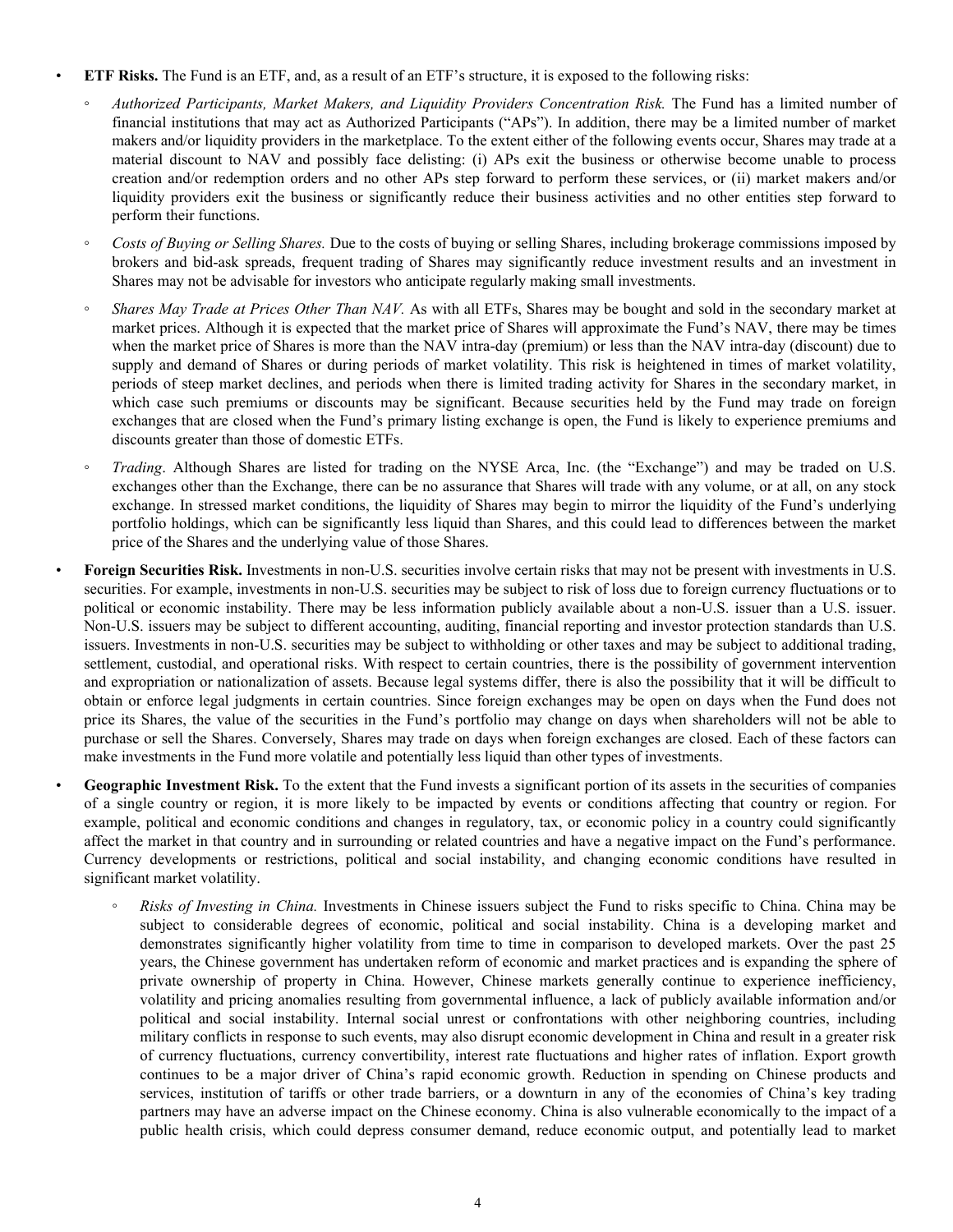- **ETF Risks.** The Fund is an ETF, and, as a result of an ETF's structure, it is exposed to the following risks:
  - *Authorized Participants, Market Makers, and Liquidity Providers Concentration Risk.* The Fund has a limited number of financial institutions that may act as Authorized Participants ("APs"). In addition, there may be a limited number of market makers and/or liquidity providers in the marketplace. To the extent either of the following events occur, Shares may trade at a material discount to NAV and possibly face delisting: (i) APs exit the business or otherwise become unable to process creation and/or redemption orders and no other APs step forward to perform these services, or (ii) market makers and/or liquidity providers exit the business or significantly reduce their business activities and no other entities step forward to perform their functions.
  - *Costs of Buying or Selling Shares.* Due to the costs of buying or selling Shares, including brokerage commissions imposed by brokers and bid-ask spreads, frequent trading of Shares may significantly reduce investment results and an investment in Shares may not be advisable for investors who anticipate regularly making small investments.
  - *Shares May Trade at Prices Other Than NAV.* As with all ETFs, Shares may be bought and sold in the secondary market at market prices. Although it is expected that the market price of Shares will approximate the Fund's NAV, there may be times when the market price of Shares is more than the NAV intra-day (premium) or less than the NAV intra-day (discount) due to supply and demand of Shares or during periods of market volatility. This risk is heightened in times of market volatility, periods of steep market declines, and periods when there is limited trading activity for Shares in the secondary market, in which case such premiums or discounts may be significant. Because securities held by the Fund may trade on foreign exchanges that are closed when the Fund's primary listing exchange is open, the Fund is likely to experience premiums and discounts greater than those of domestic ETFs.
  - *Trading*. Although Shares are listed for trading on the NYSE Arca, Inc. (the "Exchange") and may be traded on U.S. exchanges other than the Exchange, there can be no assurance that Shares will trade with any volume, or at all, on any stock exchange. In stressed market conditions, the liquidity of Shares may begin to mirror the liquidity of the Fund's underlying portfolio holdings, which can be significantly less liquid than Shares, and this could lead to differences between the market price of the Shares and the underlying value of those Shares.
- **Foreign Securities Risk.** Investments in non-U.S. securities involve certain risks that may not be present with investments in U.S. securities. For example, investments in non-U.S. securities may be subject to risk of loss due to foreign currency fluctuations or to political or economic instability. There may be less information publicly available about a non-U.S. issuer than a U.S. issuer. Non-U.S. issuers may be subject to different accounting, auditing, financial reporting and investor protection standards than U.S. issuers. Investments in non-U.S. securities may be subject to withholding or other taxes and may be subject to additional trading, settlement, custodial, and operational risks. With respect to certain countries, there is the possibility of government intervention and expropriation or nationalization of assets. Because legal systems differ, there is also the possibility that it will be difficult to obtain or enforce legal judgments in certain countries. Since foreign exchanges may be open on days when the Fund does not price its Shares, the value of the securities in the Fund's portfolio may change on days when shareholders will not be able to purchase or sell the Shares. Conversely, Shares may trade on days when foreign exchanges are closed. Each of these factors can make investments in the Fund more volatile and potentially less liquid than other types of investments.
- **Geographic Investment Risk.** To the extent that the Fund invests a significant portion of its assets in the securities of companies of a single country or region, it is more likely to be impacted by events or conditions affecting that country or region. For example, political and economic conditions and changes in regulatory, tax, or economic policy in a country could significantly affect the market in that country and in surrounding or related countries and have a negative impact on the Fund's performance. Currency developments or restrictions, political and social instability, and changing economic conditions have resulted in significant market volatility.
  - *Risks of Investing in China.* Investments in Chinese issuers subject the Fund to risks specific to China. China may be subject to considerable degrees of economic, political and social instability. China is a developing market and demonstrates significantly higher volatility from time to time in comparison to developed markets. Over the past 25 years, the Chinese government has undertaken reform of economic and market practices and is expanding the sphere of private ownership of property in China. However, Chinese markets generally continue to experience inefficiency, volatility and pricing anomalies resulting from governmental influence, a lack of publicly available information and/or political and social instability. Internal social unrest or confrontations with other neighboring countries, including military conflicts in response to such events, may also disrupt economic development in China and result in a greater risk of currency fluctuations, currency convertibility, interest rate fluctuations and higher rates of inflation. Export growth continues to be a major driver of China's rapid economic growth. Reduction in spending on Chinese products and services, institution of tariffs or other trade barriers, or a downturn in any of the economies of China's key trading partners may have an adverse impact on the Chinese economy. China is also vulnerable economically to the impact of a public health crisis, which could depress consumer demand, reduce economic output, and potentially lead to market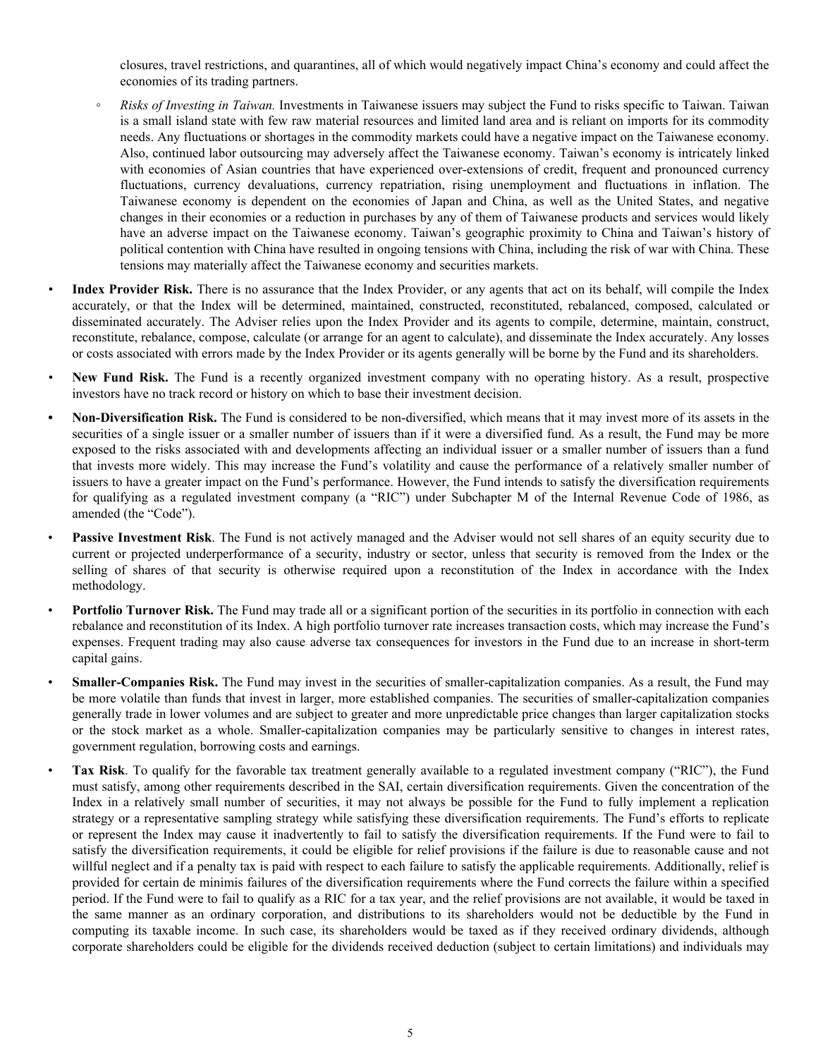closures, travel restrictions, and quarantines, all of which would negatively impact China's economy and could affect the economies of its trading partners.

  - *Risks of Investing in Taiwan.* Investments in Taiwanese issuers may subject the Fund to risks specific to Taiwan. Taiwan is a small island state with few raw material resources and limited land area and is reliant on imports for its commodity needs. Any fluctuations or shortages in the commodity markets could have a negative impact on the Taiwanese economy. Also, continued labor outsourcing may adversely affect the Taiwanese economy. Taiwan's economy is intricately linked with economies of Asian countries that have experienced over-extensions of credit, frequent and pronounced currency fluctuations, currency devaluations, currency repatriation, rising unemployment and fluctuations in inflation. The Taiwanese economy is dependent on the economies of Japan and China, as well as the United States, and negative changes in their economies or a reduction in purchases by any of them of Taiwanese products and services would likely have an adverse impact on the Taiwanese economy. Taiwan's geographic proximity to China and Taiwan's history of political contention with China have resulted in ongoing tensions with China, including the risk of war with China. These tensions may materially affect the Taiwanese economy and securities markets.

- **Index Provider Risk.** There is no assurance that the Index Provider, or any agents that act on its behalf, will compile the Index accurately, or that the Index will be determined, maintained, constructed, reconstituted, rebalanced, composed, calculated or disseminated accurately. The Adviser relies upon the Index Provider and its agents to compile, determine, maintain, construct, reconstitute, rebalance, compose, calculate (or arrange for an agent to calculate), and disseminate the Index accurately. Any losses or costs associated with errors made by the Index Provider or its agents generally will be borne by the Fund and its shareholders.

- **New Fund Risk.** The Fund is a recently organized investment company with no operating history. As a result, prospective investors have no track record or history on which to base their investment decision.

- **Non-Diversification Risk.** The Fund is considered to be non-diversified, which means that it may invest more of its assets in the securities of a single issuer or a smaller number of issuers than if it were a diversified fund. As a result, the Fund may be more exposed to the risks associated with and developments affecting an individual issuer or a smaller number of issuers than a fund that invests more widely. This may increase the Fund's volatility and cause the performance of a relatively smaller number of issuers to have a greater impact on the Fund's performance. However, the Fund intends to satisfy the diversification requirements for qualifying as a regulated investment company (a "RIC") under Subchapter M of the Internal Revenue Code of 1986, as amended (the "Code").

- **Passive Investment Risk**. The Fund is not actively managed and the Adviser would not sell shares of an equity security due to current or projected underperformance of a security, industry or sector, unless that security is removed from the Index or the selling of shares of that security is otherwise required upon a reconstitution of the Index in accordance with the Index methodology.

- **Portfolio Turnover Risk.** The Fund may trade all or a significant portion of the securities in its portfolio in connection with each rebalance and reconstitution of its Index. A high portfolio turnover rate increases transaction costs, which may increase the Fund's expenses. Frequent trading may also cause adverse tax consequences for investors in the Fund due to an increase in short-term capital gains.

- **Smaller-Companies Risk.** The Fund may invest in the securities of smaller-capitalization companies. As a result, the Fund may be more volatile than funds that invest in larger, more established companies. The securities of smaller-capitalization companies generally trade in lower volumes and are subject to greater and more unpredictable price changes than larger capitalization stocks or the stock market as a whole. Smaller-capitalization companies may be particularly sensitive to changes in interest rates, government regulation, borrowing costs and earnings.

- **Tax Risk**. To qualify for the favorable tax treatment generally available to a regulated investment company ("RIC"), the Fund must satisfy, among other requirements described in the SAI, certain diversification requirements. Given the concentration of the Index in a relatively small number of securities, it may not always be possible for the Fund to fully implement a replication strategy or a representative sampling strategy while satisfying these diversification requirements. The Fund's efforts to replicate or represent the Index may cause it inadvertently to fail to satisfy the diversification requirements. If the Fund were to fail to satisfy the diversification requirements, it could be eligible for relief provisions if the failure is due to reasonable cause and not willful neglect and if a penalty tax is paid with respect to each failure to satisfy the applicable requirements. Additionally, relief is provided for certain de minimis failures of the diversification requirements where the Fund corrects the failure within a specified period. If the Fund were to fail to qualify as a RIC for a tax year, and the relief provisions are not available, it would be taxed in the same manner as an ordinary corporation, and distributions to its shareholders would not be deductible by the Fund in computing its taxable income. In such case, its shareholders would be taxed as if they received ordinary dividends, although corporate shareholders could be eligible for the dividends received deduction (subject to certain limitations) and individuals may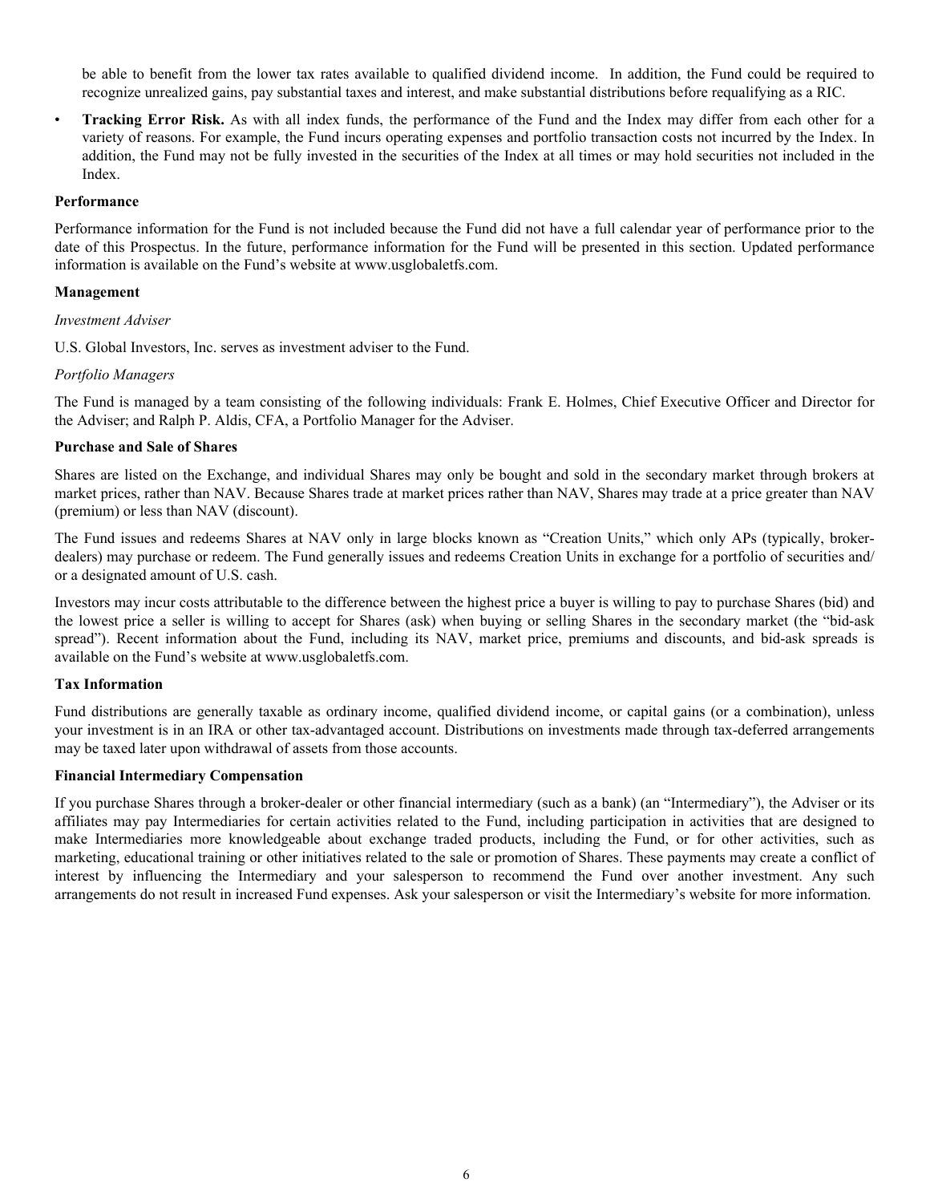be able to benefit from the lower tax rates available to qualified dividend income. In addition, the Fund could be required to recognize unrealized gains, pay substantial taxes and interest, and make substantial distributions before requalifying as a RIC.

- **Tracking Error Risk.** As with all index funds, the performance of the Fund and the Index may differ from each other for a variety of reasons. For example, the Fund incurs operating expenses and portfolio transaction costs not incurred by the Index. In addition, the Fund may not be fully invested in the securities of the Index at all times or may hold securities not included in the Index.

**Performance**

Performance information for the Fund is not included because the Fund did not have a full calendar year of performance prior to the date of this Prospectus. In the future, performance information for the Fund will be presented in this section. Updated performance information is available on the Fund's website at www.usglobaletfs.com.

**Management**

*Investment Adviser*

U.S. Global Investors, Inc. serves as investment adviser to the Fund.

*Portfolio Managers*

The Fund is managed by a team consisting of the following individuals: Frank E. Holmes, Chief Executive Officer and Director for the Adviser; and Ralph P. Aldis, CFA, a Portfolio Manager for the Adviser.

**Purchase and Sale of Shares**

Shares are listed on the Exchange, and individual Shares may only be bought and sold in the secondary market through brokers at market prices, rather than NAV. Because Shares trade at market prices rather than NAV, Shares may trade at a price greater than NAV (premium) or less than NAV (discount).

The Fund issues and redeems Shares at NAV only in large blocks known as "Creation Units," which only APs (typically, broker-dealers) may purchase or redeem. The Fund generally issues and redeems Creation Units in exchange for a portfolio of securities and/or a designated amount of U.S. cash.

Investors may incur costs attributable to the difference between the highest price a buyer is willing to pay to purchase Shares (bid) and the lowest price a seller is willing to accept for Shares (ask) when buying or selling Shares in the secondary market (the "bid-ask spread"). Recent information about the Fund, including its NAV, market price, premiums and discounts, and bid-ask spreads is available on the Fund's website at www.usglobaletfs.com.

**Tax Information**

Fund distributions are generally taxable as ordinary income, qualified dividend income, or capital gains (or a combination), unless your investment is in an IRA or other tax-advantaged account. Distributions on investments made through tax-deferred arrangements may be taxed later upon withdrawal of assets from those accounts.

**Financial Intermediary Compensation**

If you purchase Shares through a broker-dealer or other financial intermediary (such as a bank) (an "Intermediary"), the Adviser or its affiliates may pay Intermediaries for certain activities related to the Fund, including participation in activities that are designed to make Intermediaries more knowledgeable about exchange traded products, including the Fund, or for other activities, such as marketing, educational training or other initiatives related to the sale or promotion of Shares. These payments may create a conflict of interest by influencing the Intermediary and your salesperson to recommend the Fund over another investment. Any such arrangements do not result in increased Fund expenses. Ask your salesperson or visit the Intermediary's website for more information.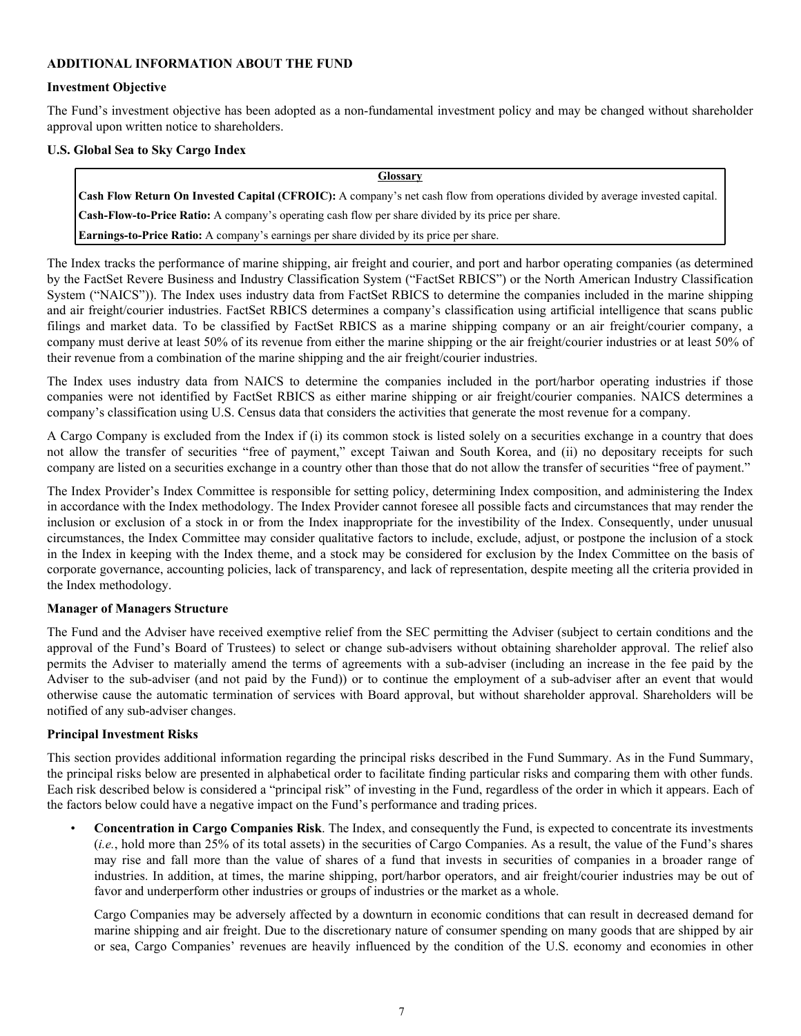**ADDITIONAL INFORMATION ABOUT THE FUND**

**Investment Objective**

The Fund's investment objective has been adopted as a non-fundamental investment policy and may be changed without shareholder approval upon written notice to shareholders.

**U.S. Global Sea to Sky Cargo Index**

| **Glossary** |
|---|
| **Cash Flow Return On Invested Capital (CFROIC):** A company's net cash flow from operations divided by average invested capital. |
| **Cash-Flow-to-Price Ratio:** A company's operating cash flow per share divided by its price per share. |
| **Earnings-to-Price Ratio:** A company's earnings per share divided by its price per share. |

The Index tracks the performance of marine shipping, air freight and courier, and port and harbor operating companies (as determined by the FactSet Revere Business and Industry Classification System ("FactSet RBICS") or the North American Industry Classification System ("NAICS")). The Index uses industry data from FactSet RBICS to determine the companies included in the marine shipping and air freight/courier industries. FactSet RBICS determines a company's classification using artificial intelligence that scans public filings and market data. To be classified by FactSet RBICS as a marine shipping company or an air freight/courier company, a company must derive at least 50% of its revenue from either the marine shipping or the air freight/courier industries or at least 50% of their revenue from a combination of the marine shipping and the air freight/courier industries.

The Index uses industry data from NAICS to determine the companies included in the port/harbor operating industries if those companies were not identified by FactSet RBICS as either marine shipping or air freight/courier companies. NAICS determines a company's classification using U.S. Census data that considers the activities that generate the most revenue for a company.

A Cargo Company is excluded from the Index if (i) its common stock is listed solely on a securities exchange in a country that does not allow the transfer of securities "free of payment," except Taiwan and South Korea, and (ii) no depositary receipts for such company are listed on a securities exchange in a country other than those that do not allow the transfer of securities "free of payment."

The Index Provider's Index Committee is responsible for setting policy, determining Index composition, and administering the Index in accordance with the Index methodology. The Index Provider cannot foresee all possible facts and circumstances that may render the inclusion or exclusion of a stock in or from the Index inappropriate for the investibility of the Index. Consequently, under unusual circumstances, the Index Committee may consider qualitative factors to include, exclude, adjust, or postpone the inclusion of a stock in the Index in keeping with the Index theme, and a stock may be considered for exclusion by the Index Committee on the basis of corporate governance, accounting policies, lack of transparency, and lack of representation, despite meeting all the criteria provided in the Index methodology.

**Manager of Managers Structure**

The Fund and the Adviser have received exemptive relief from the SEC permitting the Adviser (subject to certain conditions and the approval of the Fund's Board of Trustees) to select or change sub-advisers without obtaining shareholder approval. The relief also permits the Adviser to materially amend the terms of agreements with a sub-adviser (including an increase in the fee paid by the Adviser to the sub-adviser (and not paid by the Fund)) or to continue the employment of a sub-adviser after an event that would otherwise cause the automatic termination of services with Board approval, but without shareholder approval. Shareholders will be notified of any sub-adviser changes.

**Principal Investment Risks**

This section provides additional information regarding the principal risks described in the Fund Summary. As in the Fund Summary, the principal risks below are presented in alphabetical order to facilitate finding particular risks and comparing them with other funds. Each risk described below is considered a "principal risk" of investing in the Fund, regardless of the order in which it appears. Each of the factors below could have a negative impact on the Fund's performance and trading prices.

- **Concentration in Cargo Companies Risk**. The Index, and consequently the Fund, is expected to concentrate its investments (*i.e.*, hold more than 25% of its total assets) in the securities of Cargo Companies. As a result, the value of the Fund's shares may rise and fall more than the value of shares of a fund that invests in securities of companies in a broader range of industries. In addition, at times, the marine shipping, port/harbor operators, and air freight/courier industries may be out of favor and underperform other industries or groups of industries or the market as a whole.

  Cargo Companies may be adversely affected by a downturn in economic conditions that can result in decreased demand for marine shipping and air freight. Due to the discretionary nature of consumer spending on many goods that are shipped by air or sea, Cargo Companies' revenues are heavily influenced by the condition of the U.S. economy and economies in other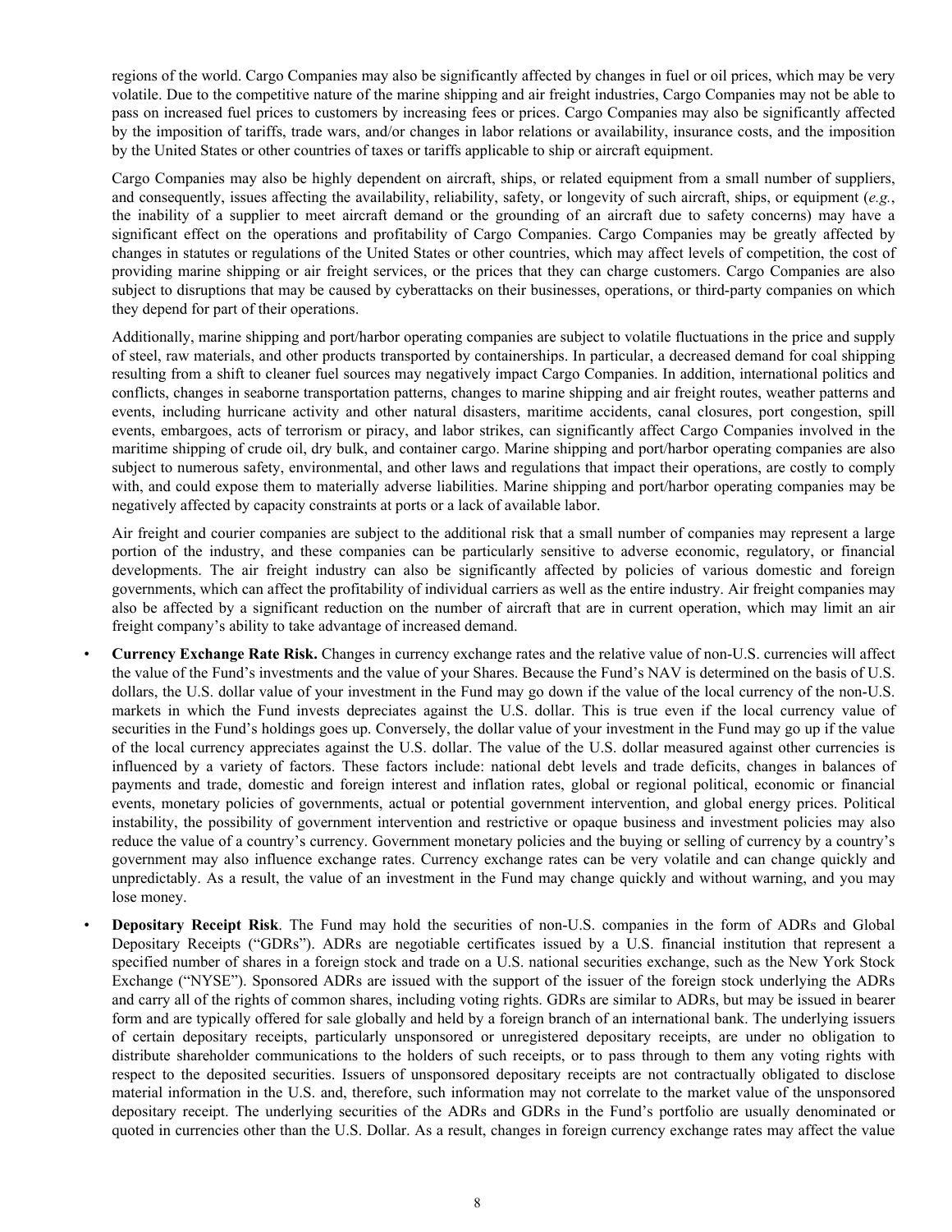regions of the world. Cargo Companies may also be significantly affected by changes in fuel or oil prices, which may be very volatile. Due to the competitive nature of the marine shipping and air freight industries, Cargo Companies may not be able to pass on increased fuel prices to customers by increasing fees or prices. Cargo Companies may also be significantly affected by the imposition of tariffs, trade wars, and/or changes in labor relations or availability, insurance costs, and the imposition by the United States or other countries of taxes or tariffs applicable to ship or aircraft equipment.

Cargo Companies may also be highly dependent on aircraft, ships, or related equipment from a small number of suppliers, and consequently, issues affecting the availability, reliability, safety, or longevity of such aircraft, ships, or equipment (*e.g.*, the inability of a supplier to meet aircraft demand or the grounding of an aircraft due to safety concerns) may have a significant effect on the operations and profitability of Cargo Companies. Cargo Companies may be greatly affected by changes in statutes or regulations of the United States or other countries, which may affect levels of competition, the cost of providing marine shipping or air freight services, or the prices that they can charge customers. Cargo Companies are also subject to disruptions that may be caused by cyberattacks on their businesses, operations, or third-party companies on which they depend for part of their operations.

Additionally, marine shipping and port/harbor operating companies are subject to volatile fluctuations in the price and supply of steel, raw materials, and other products transported by containerships. In particular, a decreased demand for coal shipping resulting from a shift to cleaner fuel sources may negatively impact Cargo Companies. In addition, international politics and conflicts, changes in seaborne transportation patterns, changes to marine shipping and air freight routes, weather patterns and events, including hurricane activity and other natural disasters, maritime accidents, canal closures, port congestion, spill events, embargoes, acts of terrorism or piracy, and labor strikes, can significantly affect Cargo Companies involved in the maritime shipping of crude oil, dry bulk, and container cargo. Marine shipping and port/harbor operating companies are also subject to numerous safety, environmental, and other laws and regulations that impact their operations, are costly to comply with, and could expose them to materially adverse liabilities. Marine shipping and port/harbor operating companies may be negatively affected by capacity constraints at ports or a lack of available labor.

Air freight and courier companies are subject to the additional risk that a small number of companies may represent a large portion of the industry, and these companies can be particularly sensitive to adverse economic, regulatory, or financial developments. The air freight industry can also be significantly affected by policies of various domestic and foreign governments, which can affect the profitability of individual carriers as well as the entire industry. Air freight companies may also be affected by a significant reduction on the number of aircraft that are in current operation, which may limit an air freight company's ability to take advantage of increased demand.

- **Currency Exchange Rate Risk.** Changes in currency exchange rates and the relative value of non-U.S. currencies will affect the value of the Fund's investments and the value of your Shares. Because the Fund's NAV is determined on the basis of U.S. dollars, the U.S. dollar value of your investment in the Fund may go down if the value of the local currency of the non-U.S. markets in which the Fund invests depreciates against the U.S. dollar. This is true even if the local currency value of securities in the Fund's holdings goes up. Conversely, the dollar value of your investment in the Fund may go up if the value of the local currency appreciates against the U.S. dollar. The value of the U.S. dollar measured against other currencies is influenced by a variety of factors. These factors include: national debt levels and trade deficits, changes in balances of payments and trade, domestic and foreign interest and inflation rates, global or regional political, economic or financial events, monetary policies of governments, actual or potential government intervention, and global energy prices. Political instability, the possibility of government intervention and restrictive or opaque business and investment policies may also reduce the value of a country's currency. Government monetary policies and the buying or selling of currency by a country's government may also influence exchange rates. Currency exchange rates can be very volatile and can change quickly and unpredictably. As a result, the value of an investment in the Fund may change quickly and without warning, and you may lose money.

- **Depositary Receipt Risk**. The Fund may hold the securities of non-U.S. companies in the form of ADRs and Global Depositary Receipts ("GDRs"). ADRs are negotiable certificates issued by a U.S. financial institution that represent a specified number of shares in a foreign stock and trade on a U.S. national securities exchange, such as the New York Stock Exchange ("NYSE"). Sponsored ADRs are issued with the support of the issuer of the foreign stock underlying the ADRs and carry all of the rights of common shares, including voting rights. GDRs are similar to ADRs, but may be issued in bearer form and are typically offered for sale globally and held by a foreign branch of an international bank. The underlying issuers of certain depositary receipts, particularly unsponsored or unregistered depositary receipts, are under no obligation to distribute shareholder communications to the holders of such receipts, or to pass through to them any voting rights with respect to the deposited securities. Issuers of unsponsored depositary receipts are not contractually obligated to disclose material information in the U.S. and, therefore, such information may not correlate to the market value of the unsponsored depositary receipt. The underlying securities of the ADRs and GDRs in the Fund's portfolio are usually denominated or quoted in currencies other than the U.S. Dollar. As a result, changes in foreign currency exchange rates may affect the value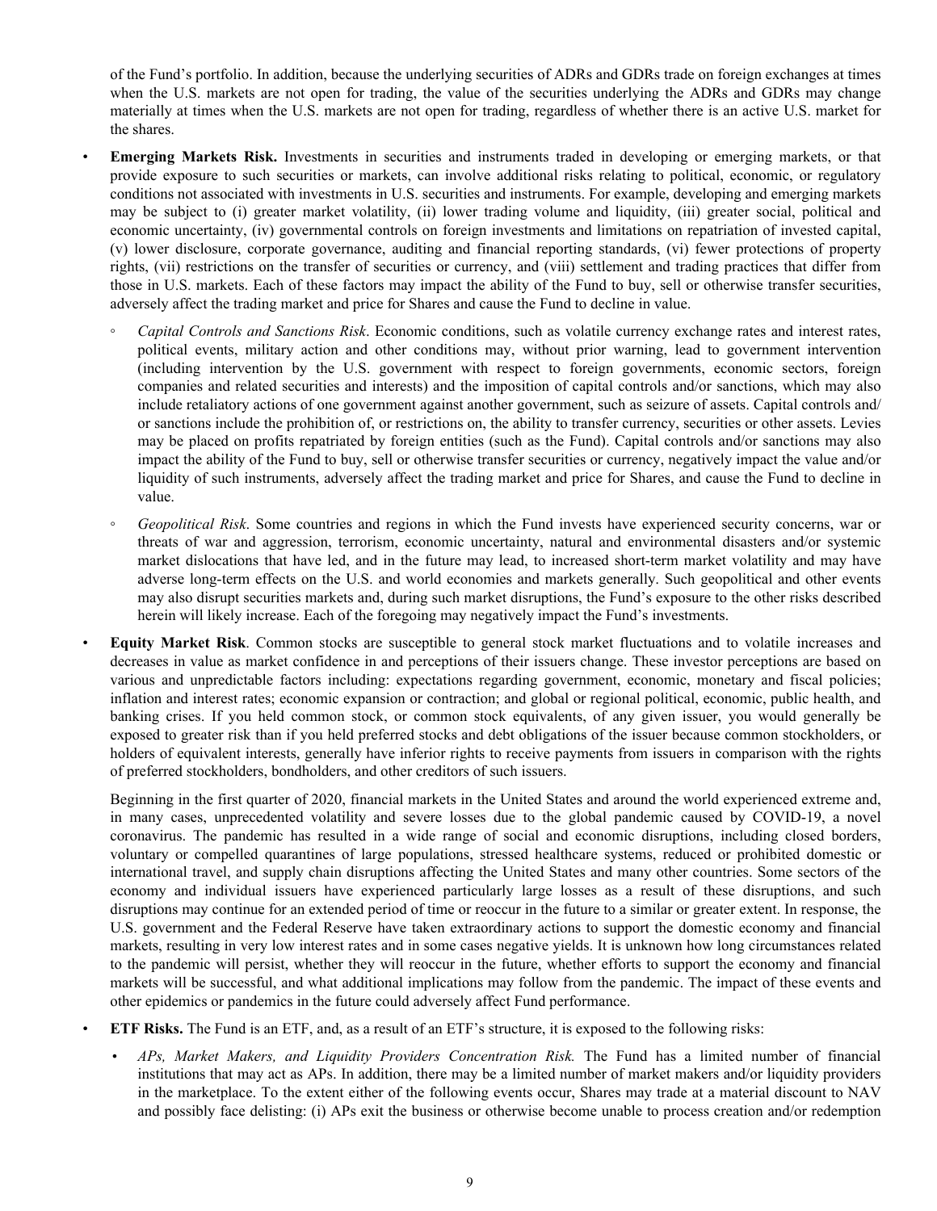of the Fund's portfolio. In addition, because the underlying securities of ADRs and GDRs trade on foreign exchanges at times when the U.S. markets are not open for trading, the value of the securities underlying the ADRs and GDRs may change materially at times when the U.S. markets are not open for trading, regardless of whether there is an active U.S. market for the shares.

- **Emerging Markets Risk.** Investments in securities and instruments traded in developing or emerging markets, or that provide exposure to such securities or markets, can involve additional risks relating to political, economic, or regulatory conditions not associated with investments in U.S. securities and instruments. For example, developing and emerging markets may be subject to (i) greater market volatility, (ii) lower trading volume and liquidity, (iii) greater social, political and economic uncertainty, (iv) governmental controls on foreign investments and limitations on repatriation of invested capital, (v) lower disclosure, corporate governance, auditing and financial reporting standards, (vi) fewer protections of property rights, (vii) restrictions on the transfer of securities or currency, and (viii) settlement and trading practices that differ from those in U.S. markets. Each of these factors may impact the ability of the Fund to buy, sell or otherwise transfer securities, adversely affect the trading market and price for Shares and cause the Fund to decline in value.

  - *Capital Controls and Sanctions Risk*. Economic conditions, such as volatile currency exchange rates and interest rates, political events, military action and other conditions may, without prior warning, lead to government intervention (including intervention by the U.S. government with respect to foreign governments, economic sectors, foreign companies and related securities and interests) and the imposition of capital controls and/or sanctions, which may also include retaliatory actions of one government against another government, such as seizure of assets. Capital controls and/or sanctions include the prohibition of, or restrictions on, the ability to transfer currency, securities or other assets. Levies may be placed on profits repatriated by foreign entities (such as the Fund). Capital controls and/or sanctions may also impact the ability of the Fund to buy, sell or otherwise transfer securities or currency, negatively impact the value and/or liquidity of such instruments, adversely affect the trading market and price for Shares, and cause the Fund to decline in value.

  - *Geopolitical Risk*. Some countries and regions in which the Fund invests have experienced security concerns, war or threats of war and aggression, terrorism, economic uncertainty, natural and environmental disasters and/or systemic market dislocations that have led, and in the future may lead, to increased short-term market volatility and may have adverse long-term effects on the U.S. and world economies and markets generally. Such geopolitical and other events may also disrupt securities markets and, during such market disruptions, the Fund's exposure to the other risks described herein will likely increase. Each of the foregoing may negatively impact the Fund's investments.

- **Equity Market Risk**. Common stocks are susceptible to general stock market fluctuations and to volatile increases and decreases in value as market confidence in and perceptions of their issuers change. These investor perceptions are based on various and unpredictable factors including: expectations regarding government, economic, monetary and fiscal policies; inflation and interest rates; economic expansion or contraction; and global or regional political, economic, public health, and banking crises. If you held common stock, or common stock equivalents, of any given issuer, you would generally be exposed to greater risk than if you held preferred stocks and debt obligations of the issuer because common stockholders, or holders of equivalent interests, generally have inferior rights to receive payments from issuers in comparison with the rights of preferred stockholders, bondholders, and other creditors of such issuers.

  Beginning in the first quarter of 2020, financial markets in the United States and around the world experienced extreme and, in many cases, unprecedented volatility and severe losses due to the global pandemic caused by COVID-19, a novel coronavirus. The pandemic has resulted in a wide range of social and economic disruptions, including closed borders, voluntary or compelled quarantines of large populations, stressed healthcare systems, reduced or prohibited domestic or international travel, and supply chain disruptions affecting the United States and many other countries. Some sectors of the economy and individual issuers have experienced particularly large losses as a result of these disruptions, and such disruptions may continue for an extended period of time or reoccur in the future to a similar or greater extent. In response, the U.S. government and the Federal Reserve have taken extraordinary actions to support the domestic economy and financial markets, resulting in very low interest rates and in some cases negative yields. It is unknown how long circumstances related to the pandemic will persist, whether they will reoccur in the future, whether efforts to support the economy and financial markets will be successful, and what additional implications may follow from the pandemic. The impact of these events and other epidemics or pandemics in the future could adversely affect Fund performance.

- **ETF Risks.** The Fund is an ETF, and, as a result of an ETF's structure, it is exposed to the following risks:

  - *APs, Market Makers, and Liquidity Providers Concentration Risk.* The Fund has a limited number of financial institutions that may act as APs. In addition, there may be a limited number of market makers and/or liquidity providers in the marketplace. To the extent either of the following events occur, Shares may trade at a material discount to NAV and possibly face delisting: (i) APs exit the business or otherwise become unable to process creation and/or redemption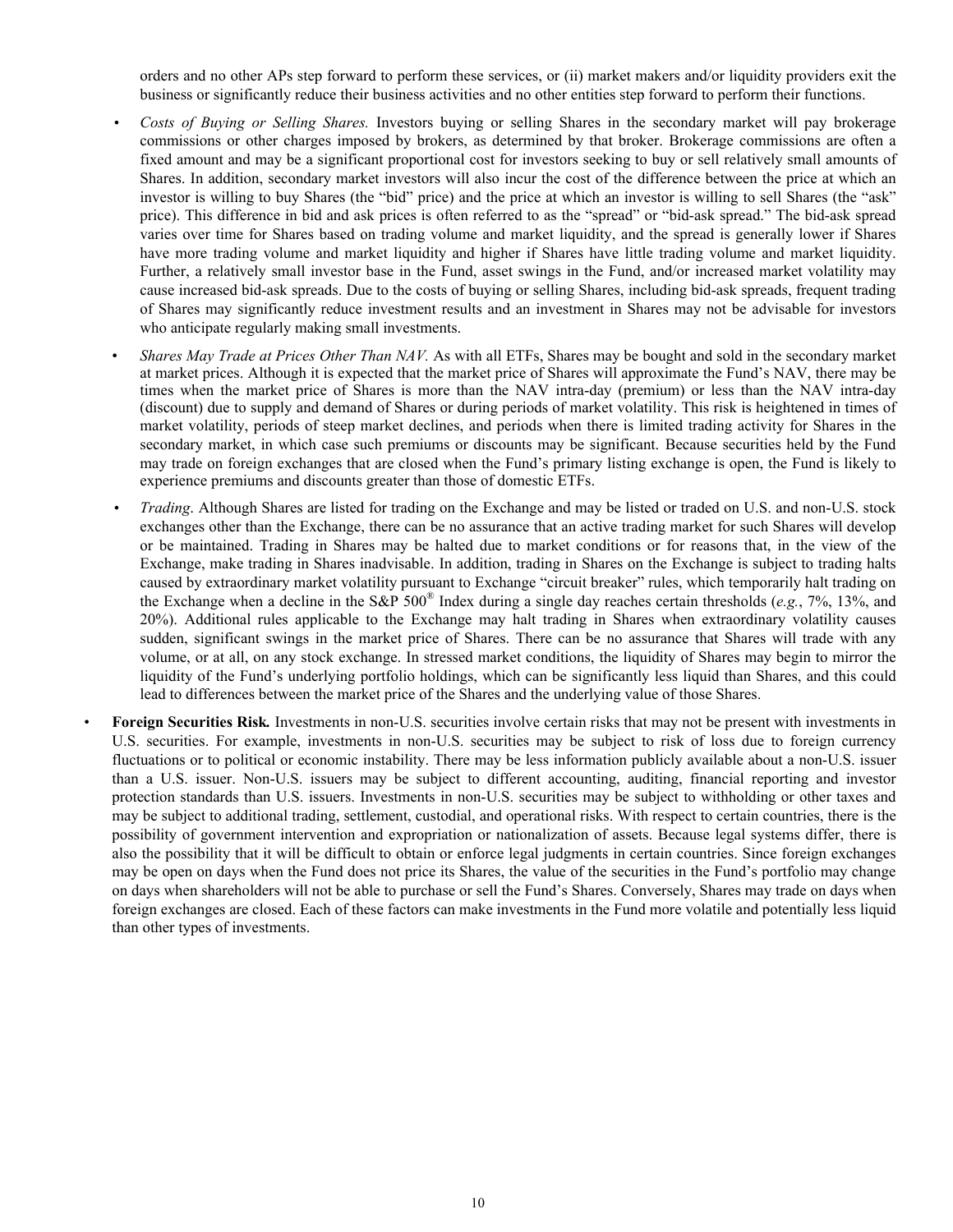orders and no other APs step forward to perform these services, or (ii) market makers and/or liquidity providers exit the business or significantly reduce their business activities and no other entities step forward to perform their functions.

- *Costs of Buying or Selling Shares.* Investors buying or selling Shares in the secondary market will pay brokerage commissions or other charges imposed by brokers, as determined by that broker. Brokerage commissions are often a fixed amount and may be a significant proportional cost for investors seeking to buy or sell relatively small amounts of Shares. In addition, secondary market investors will also incur the cost of the difference between the price at which an investor is willing to buy Shares (the "bid" price) and the price at which an investor is willing to sell Shares (the "ask" price). This difference in bid and ask prices is often referred to as the "spread" or "bid-ask spread." The bid-ask spread varies over time for Shares based on trading volume and market liquidity, and the spread is generally lower if Shares have more trading volume and market liquidity and higher if Shares have little trading volume and market liquidity. Further, a relatively small investor base in the Fund, asset swings in the Fund, and/or increased market volatility may cause increased bid-ask spreads. Due to the costs of buying or selling Shares, including bid-ask spreads, frequent trading of Shares may significantly reduce investment results and an investment in Shares may not be advisable for investors who anticipate regularly making small investments.
- *Shares May Trade at Prices Other Than NAV.* As with all ETFs, Shares may be bought and sold in the secondary market at market prices. Although it is expected that the market price of Shares will approximate the Fund's NAV, there may be times when the market price of Shares is more than the NAV intra-day (premium) or less than the NAV intra-day (discount) due to supply and demand of Shares or during periods of market volatility. This risk is heightened in times of market volatility, periods of steep market declines, and periods when there is limited trading activity for Shares in the secondary market, in which case such premiums or discounts may be significant. Because securities held by the Fund may trade on foreign exchanges that are closed when the Fund's primary listing exchange is open, the Fund is likely to experience premiums and discounts greater than those of domestic ETFs.
- *Trading*. Although Shares are listed for trading on the Exchange and may be listed or traded on U.S. and non-U.S. stock exchanges other than the Exchange, there can be no assurance that an active trading market for such Shares will develop or be maintained. Trading in Shares may be halted due to market conditions or for reasons that, in the view of the Exchange, make trading in Shares inadvisable. In addition, trading in Shares on the Exchange is subject to trading halts caused by extraordinary market volatility pursuant to Exchange "circuit breaker" rules, which temporarily halt trading on the Exchange when a decline in the S&P 500® Index during a single day reaches certain thresholds (*e.g.*, 7%, 13%, and 20%). Additional rules applicable to the Exchange may halt trading in Shares when extraordinary volatility causes sudden, significant swings in the market price of Shares. There can be no assurance that Shares will trade with any volume, or at all, on any stock exchange. In stressed market conditions, the liquidity of Shares may begin to mirror the liquidity of the Fund's underlying portfolio holdings, which can be significantly less liquid than Shares, and this could lead to differences between the market price of the Shares and the underlying value of those Shares.

- **Foreign Securities Risk.** Investments in non-U.S. securities involve certain risks that may not be present with investments in U.S. securities. For example, investments in non-U.S. securities may be subject to risk of loss due to foreign currency fluctuations or to political or economic instability. There may be less information publicly available about a non-U.S. issuer than a U.S. issuer. Non-U.S. issuers may be subject to different accounting, auditing, financial reporting and investor protection standards than U.S. issuers. Investments in non-U.S. securities may be subject to withholding or other taxes and may be subject to additional trading, settlement, custodial, and operational risks. With respect to certain countries, there is the possibility of government intervention and expropriation or nationalization of assets. Because legal systems differ, there is also the possibility that it will be difficult to obtain or enforce legal judgments in certain countries. Since foreign exchanges may be open on days when the Fund does not price its Shares, the value of the securities in the Fund's portfolio may change on days when shareholders will not be able to purchase or sell the Fund's Shares. Conversely, Shares may trade on days when foreign exchanges are closed. Each of these factors can make investments in the Fund more volatile and potentially less liquid than other types of investments.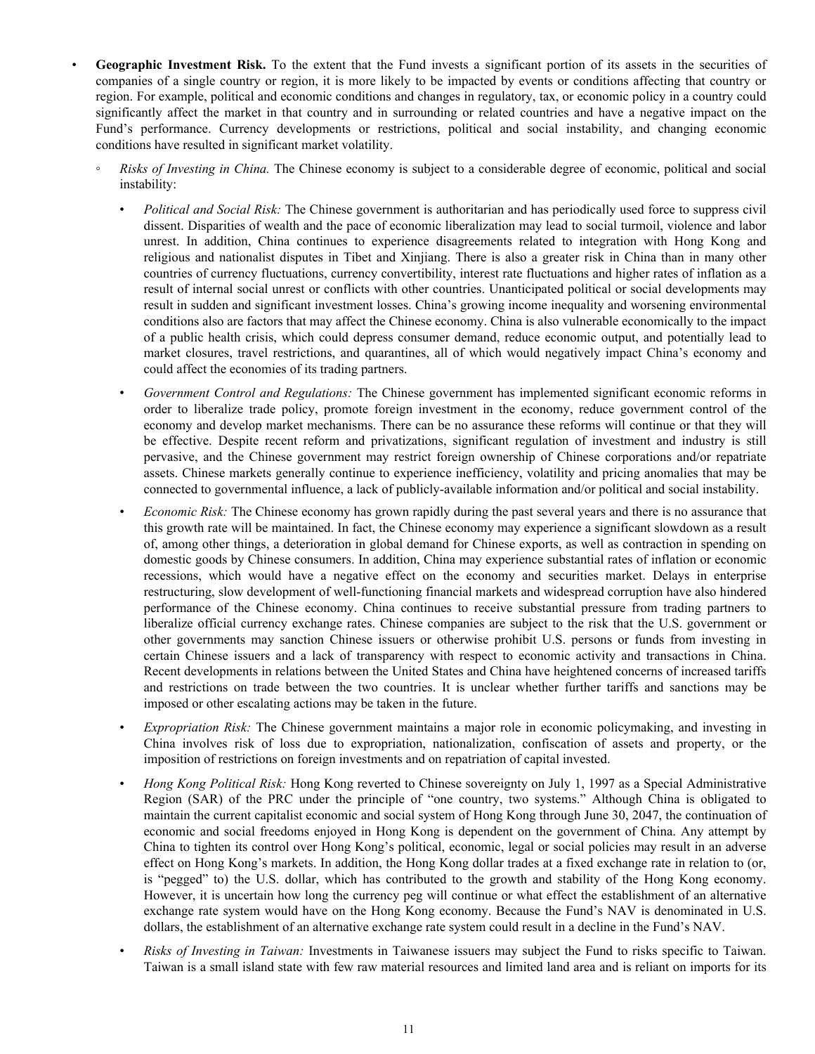- **Geographic Investment Risk.** To the extent that the Fund invests a significant portion of its assets in the securities of companies of a single country or region, it is more likely to be impacted by events or conditions affecting that country or region. For example, political and economic conditions and changes in regulatory, tax, or economic policy in a country could significantly affect the market in that country and in surrounding or related countries and have a negative impact on the Fund's performance. Currency developments or restrictions, political and social instability, and changing economic conditions have resulted in significant market volatility.

  - *Risks of Investing in China.* The Chinese economy is subject to a considerable degree of economic, political and social instability:

    - *Political and Social Risk:* The Chinese government is authoritarian and has periodically used force to suppress civil dissent. Disparities of wealth and the pace of economic liberalization may lead to social turmoil, violence and labor unrest. In addition, China continues to experience disagreements related to integration with Hong Kong and religious and nationalist disputes in Tibet and Xinjiang. There is also a greater risk in China than in many other countries of currency fluctuations, currency convertibility, interest rate fluctuations and higher rates of inflation as a result of internal social unrest or conflicts with other countries. Unanticipated political or social developments may result in sudden and significant investment losses. China's growing income inequality and worsening environmental conditions also are factors that may affect the Chinese economy. China is also vulnerable economically to the impact of a public health crisis, which could depress consumer demand, reduce economic output, and potentially lead to market closures, travel restrictions, and quarantines, all of which would negatively impact China's economy and could affect the economies of its trading partners.

    - *Government Control and Regulations:* The Chinese government has implemented significant economic reforms in order to liberalize trade policy, promote foreign investment in the economy, reduce government control of the economy and develop market mechanisms. There can be no assurance these reforms will continue or that they will be effective. Despite recent reform and privatizations, significant regulation of investment and industry is still pervasive, and the Chinese government may restrict foreign ownership of Chinese corporations and/or repatriate assets. Chinese markets generally continue to experience inefficiency, volatility and pricing anomalies that may be connected to governmental influence, a lack of publicly-available information and/or political and social instability.

    - *Economic Risk:* The Chinese economy has grown rapidly during the past several years and there is no assurance that this growth rate will be maintained. In fact, the Chinese economy may experience a significant slowdown as a result of, among other things, a deterioration in global demand for Chinese exports, as well as contraction in spending on domestic goods by Chinese consumers. In addition, China may experience substantial rates of inflation or economic recessions, which would have a negative effect on the economy and securities market. Delays in enterprise restructuring, slow development of well-functioning financial markets and widespread corruption have also hindered performance of the Chinese economy. China continues to receive substantial pressure from trading partners to liberalize official currency exchange rates. Chinese companies are subject to the risk that the U.S. government or other governments may sanction Chinese issuers or otherwise prohibit U.S. persons or funds from investing in certain Chinese issuers and a lack of transparency with respect to economic activity and transactions in China. Recent developments in relations between the United States and China have heightened concerns of increased tariffs and restrictions on trade between the two countries. It is unclear whether further tariffs and sanctions may be imposed or other escalating actions may be taken in the future.

    - *Expropriation Risk:* The Chinese government maintains a major role in economic policymaking, and investing in China involves risk of loss due to expropriation, nationalization, confiscation of assets and property, or the imposition of restrictions on foreign investments and on repatriation of capital invested.

    - *Hong Kong Political Risk:* Hong Kong reverted to Chinese sovereignty on July 1, 1997 as a Special Administrative Region (SAR) of the PRC under the principle of "one country, two systems." Although China is obligated to maintain the current capitalist economic and social system of Hong Kong through June 30, 2047, the continuation of economic and social freedoms enjoyed in Hong Kong is dependent on the government of China. Any attempt by China to tighten its control over Hong Kong's political, economic, legal or social policies may result in an adverse effect on Hong Kong's markets. In addition, the Hong Kong dollar trades at a fixed exchange rate in relation to (or, is "pegged" to) the U.S. dollar, which has contributed to the growth and stability of the Hong Kong economy. However, it is uncertain how long the currency peg will continue or what effect the establishment of an alternative exchange rate system would have on the Hong Kong economy. Because the Fund's NAV is denominated in U.S. dollars, the establishment of an alternative exchange rate system could result in a decline in the Fund's NAV.

    - *Risks of Investing in Taiwan:* Investments in Taiwanese issuers may subject the Fund to risks specific to Taiwan. Taiwan is a small island state with few raw material resources and limited land area and is reliant on imports for its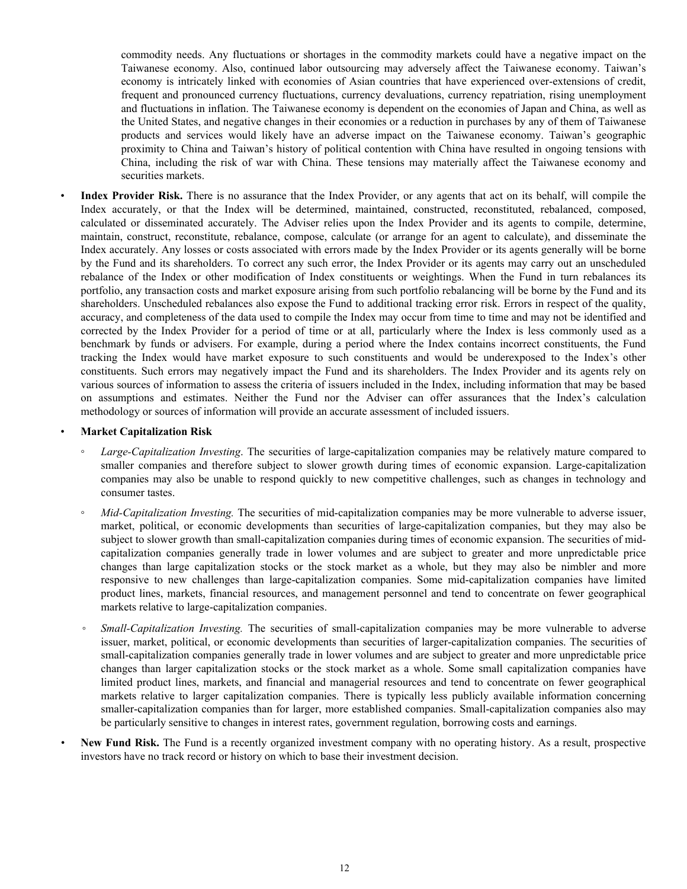commodity needs. Any fluctuations or shortages in the commodity markets could have a negative impact on the Taiwanese economy. Also, continued labor outsourcing may adversely affect the Taiwanese economy. Taiwan's economy is intricately linked with economies of Asian countries that have experienced over-extensions of credit, frequent and pronounced currency fluctuations, currency devaluations, currency repatriation, rising unemployment and fluctuations in inflation. The Taiwanese economy is dependent on the economies of Japan and China, as well as the United States, and negative changes in their economies or a reduction in purchases by any of them of Taiwanese products and services would likely have an adverse impact on the Taiwanese economy. Taiwan's geographic proximity to China and Taiwan's history of political contention with China have resulted in ongoing tensions with China, including the risk of war with China. These tensions may materially affect the Taiwanese economy and securities markets.

- **Index Provider Risk.** There is no assurance that the Index Provider, or any agents that act on its behalf, will compile the Index accurately, or that the Index will be determined, maintained, constructed, reconstituted, rebalanced, composed, calculated or disseminated accurately. The Adviser relies upon the Index Provider and its agents to compile, determine, maintain, construct, reconstitute, rebalance, compose, calculate (or arrange for an agent to calculate), and disseminate the Index accurately. Any losses or costs associated with errors made by the Index Provider or its agents generally will be borne by the Fund and its shareholders. To correct any such error, the Index Provider or its agents may carry out an unscheduled rebalance of the Index or other modification of Index constituents or weightings. When the Fund in turn rebalances its portfolio, any transaction costs and market exposure arising from such portfolio rebalancing will be borne by the Fund and its shareholders. Unscheduled rebalances also expose the Fund to additional tracking error risk. Errors in respect of the quality, accuracy, and completeness of the data used to compile the Index may occur from time to time and may not be identified and corrected by the Index Provider for a period of time or at all, particularly where the Index is less commonly used as a benchmark by funds or advisers. For example, during a period where the Index contains incorrect constituents, the Fund tracking the Index would have market exposure to such constituents and would be underexposed to the Index's other constituents. Such errors may negatively impact the Fund and its shareholders. The Index Provider and its agents rely on various sources of information to assess the criteria of issuers included in the Index, including information that may be based on assumptions and estimates. Neither the Fund nor the Adviser can offer assurances that the Index's calculation methodology or sources of information will provide an accurate assessment of included issuers.

- **Market Capitalization Risk**
  - *Large-Capitalization Investing.* The securities of large-capitalization companies may be relatively mature compared to smaller companies and therefore subject to slower growth during times of economic expansion. Large-capitalization companies may also be unable to respond quickly to new competitive challenges, such as changes in technology and consumer tastes.
  - *Mid-Capitalization Investing.* The securities of mid-capitalization companies may be more vulnerable to adverse issuer, market, political, or economic developments than securities of large-capitalization companies, but they may also be subject to slower growth than small-capitalization companies during times of economic expansion. The securities of mid-capitalization companies generally trade in lower volumes and are subject to greater and more unpredictable price changes than large capitalization stocks or the stock market as a whole, but they may also be nimbler and more responsive to new challenges than large-capitalization companies. Some mid-capitalization companies have limited product lines, markets, financial resources, and management personnel and tend to concentrate on fewer geographical markets relative to large-capitalization companies.
  - *Small-Capitalization Investing.* The securities of small-capitalization companies may be more vulnerable to adverse issuer, market, political, or economic developments than securities of larger-capitalization companies. The securities of small-capitalization companies generally trade in lower volumes and are subject to greater and more unpredictable price changes than larger capitalization stocks or the stock market as a whole. Some small capitalization companies have limited product lines, markets, and financial and managerial resources and tend to concentrate on fewer geographical markets relative to larger capitalization companies. There is typically less publicly available information concerning smaller-capitalization companies than for larger, more established companies. Small-capitalization companies also may be particularly sensitive to changes in interest rates, government regulation, borrowing costs and earnings.

- **New Fund Risk.** The Fund is a recently organized investment company with no operating history. As a result, prospective investors have no track record or history on which to base their investment decision.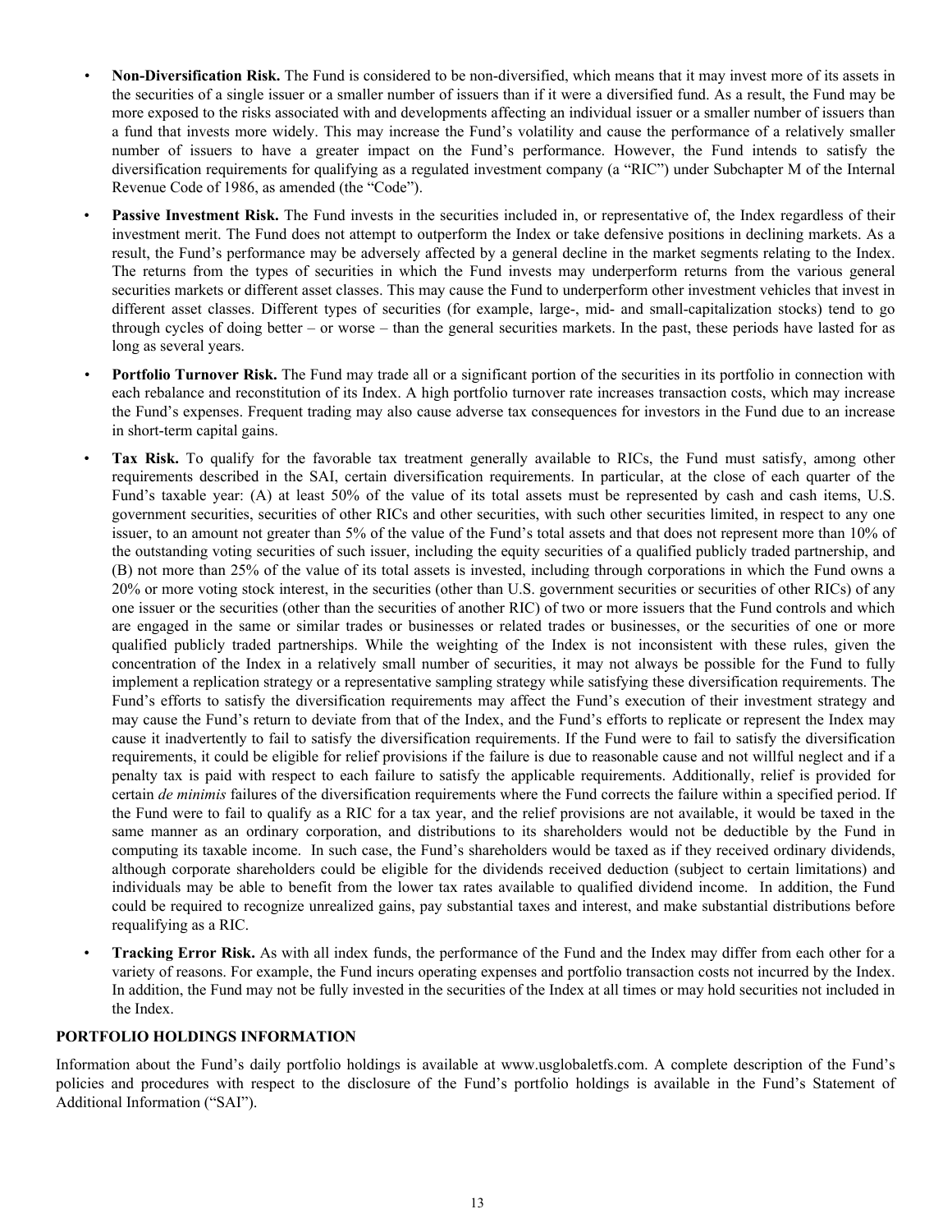- **Non-Diversification Risk.** The Fund is considered to be non-diversified, which means that it may invest more of its assets in the securities of a single issuer or a smaller number of issuers than if it were a diversified fund. As a result, the Fund may be more exposed to the risks associated with and developments affecting an individual issuer or a smaller number of issuers than a fund that invests more widely. This may increase the Fund's volatility and cause the performance of a relatively smaller number of issuers to have a greater impact on the Fund's performance. However, the Fund intends to satisfy the diversification requirements for qualifying as a regulated investment company (a "RIC") under Subchapter M of the Internal Revenue Code of 1986, as amended (the "Code").
- **Passive Investment Risk.** The Fund invests in the securities included in, or representative of, the Index regardless of their investment merit. The Fund does not attempt to outperform the Index or take defensive positions in declining markets. As a result, the Fund's performance may be adversely affected by a general decline in the market segments relating to the Index. The returns from the types of securities in which the Fund invests may underperform returns from the various general securities markets or different asset classes. This may cause the Fund to underperform other investment vehicles that invest in different asset classes. Different types of securities (for example, large-, mid- and small-capitalization stocks) tend to go through cycles of doing better – or worse – than the general securities markets. In the past, these periods have lasted for as long as several years.
- **Portfolio Turnover Risk.** The Fund may trade all or a significant portion of the securities in its portfolio in connection with each rebalance and reconstitution of its Index. A high portfolio turnover rate increases transaction costs, which may increase the Fund's expenses. Frequent trading may also cause adverse tax consequences for investors in the Fund due to an increase in short-term capital gains.
- **Tax Risk.** To qualify for the favorable tax treatment generally available to RICs, the Fund must satisfy, among other requirements described in the SAI, certain diversification requirements. In particular, at the close of each quarter of the Fund's taxable year: (A) at least 50% of the value of its total assets must be represented by cash and cash items, U.S. government securities, securities of other RICs and other securities, with such other securities limited, in respect to any one issuer, to an amount not greater than 5% of the value of the Fund's total assets and that does not represent more than 10% of the outstanding voting securities of such issuer, including the equity securities of a qualified publicly traded partnership, and (B) not more than 25% of the value of its total assets is invested, including through corporations in which the Fund owns a 20% or more voting stock interest, in the securities (other than U.S. government securities or securities of other RICs) of any one issuer or the securities (other than the securities of another RIC) of two or more issuers that the Fund controls and which are engaged in the same or similar trades or businesses or related trades or businesses, or the securities of one or more qualified publicly traded partnerships. While the weighting of the Index is not inconsistent with these rules, given the concentration of the Index in a relatively small number of securities, it may not always be possible for the Fund to fully implement a replication strategy or a representative sampling strategy while satisfying these diversification requirements. The Fund's efforts to satisfy the diversification requirements may affect the Fund's execution of their investment strategy and may cause the Fund's return to deviate from that of the Index, and the Fund's efforts to replicate or represent the Index may cause it inadvertently to fail to satisfy the diversification requirements. If the Fund were to fail to satisfy the diversification requirements, it could be eligible for relief provisions if the failure is due to reasonable cause and not willful neglect and if a penalty tax is paid with respect to each failure to satisfy the applicable requirements. Additionally, relief is provided for certain *de minimis* failures of the diversification requirements where the Fund corrects the failure within a specified period. If the Fund were to fail to qualify as a RIC for a tax year, and the relief provisions are not available, it would be taxed in the same manner as an ordinary corporation, and distributions to its shareholders would not be deductible by the Fund in computing its taxable income. In such case, the Fund's shareholders would be taxed as if they received ordinary dividends, although corporate shareholders could be eligible for the dividends received deduction (subject to certain limitations) and individuals may be able to benefit from the lower tax rates available to qualified dividend income. In addition, the Fund could be required to recognize unrealized gains, pay substantial taxes and interest, and make substantial distributions before requalifying as a RIC.
- **Tracking Error Risk.** As with all index funds, the performance of the Fund and the Index may differ from each other for a variety of reasons. For example, the Fund incurs operating expenses and portfolio transaction costs not incurred by the Index. In addition, the Fund may not be fully invested in the securities of the Index at all times or may hold securities not included in the Index.

## PORTFOLIO HOLDINGS INFORMATION

Information about the Fund's daily portfolio holdings is available at www.usglobaletfs.com. A complete description of the Fund's policies and procedures with respect to the disclosure of the Fund's portfolio holdings is available in the Fund's Statement of Additional Information ("SAI").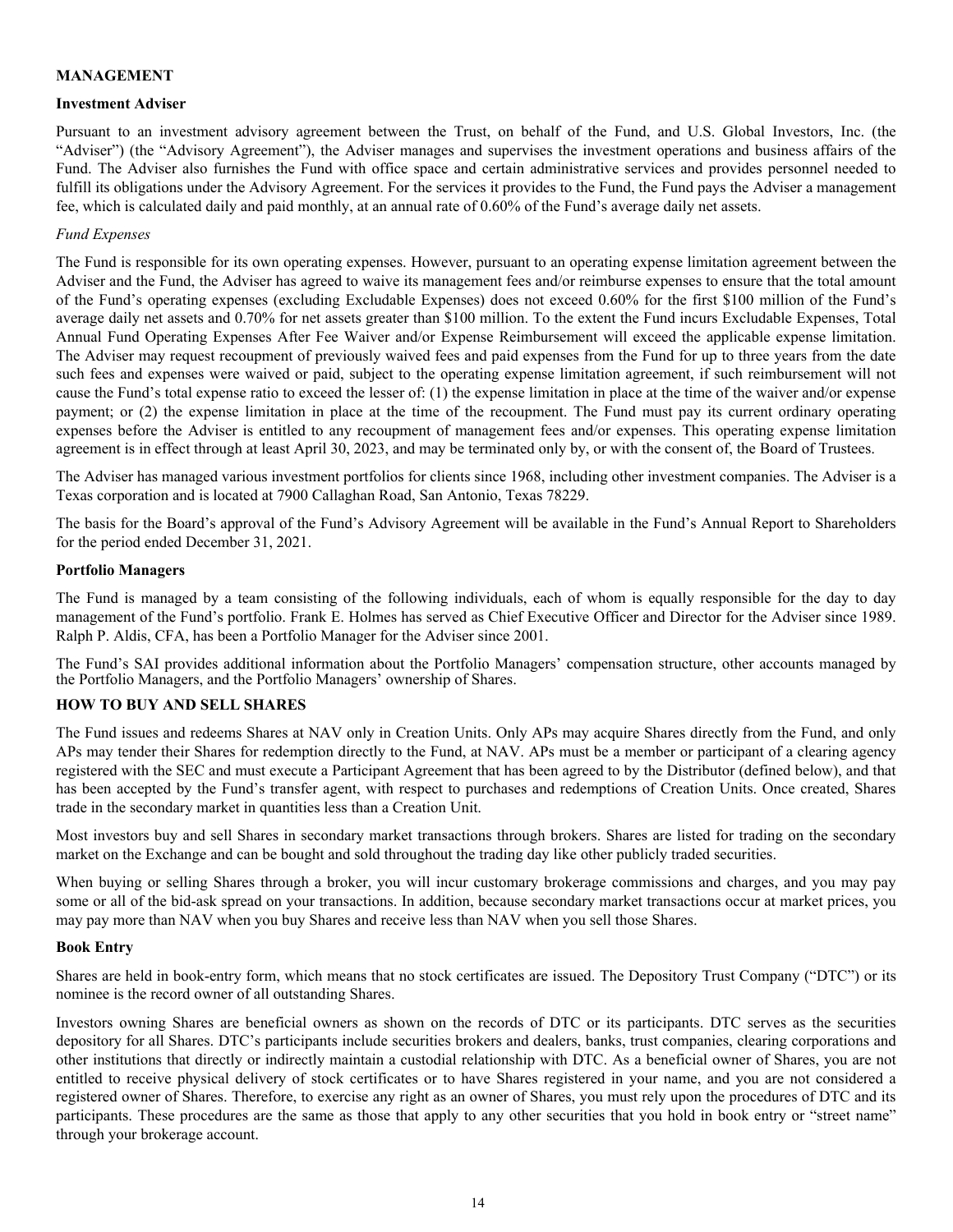## MANAGEMENT

### Investment Adviser

Pursuant to an investment advisory agreement between the Trust, on behalf of the Fund, and U.S. Global Investors, Inc. (the "Adviser") (the "Advisory Agreement"), the Adviser manages and supervises the investment operations and business affairs of the Fund. The Adviser also furnishes the Fund with office space and certain administrative services and provides personnel needed to fulfill its obligations under the Advisory Agreement. For the services it provides to the Fund, the Fund pays the Adviser a management fee, which is calculated daily and paid monthly, at an annual rate of 0.60% of the Fund's average daily net assets.

*Fund Expenses*

The Fund is responsible for its own operating expenses. However, pursuant to an operating expense limitation agreement between the Adviser and the Fund, the Adviser has agreed to waive its management fees and/or reimburse expenses to ensure that the total amount of the Fund's operating expenses (excluding Excludable Expenses) does not exceed 0.60% for the first $100 million of the Fund's average daily net assets and 0.70% for net assets greater than $100 million. To the extent the Fund incurs Excludable Expenses, Total Annual Fund Operating Expenses After Fee Waiver and/or Expense Reimbursement will exceed the applicable expense limitation. The Adviser may request recoupment of previously waived fees and paid expenses from the Fund for up to three years from the date such fees and expenses were waived or paid, subject to the operating expense limitation agreement, if such reimbursement will not cause the Fund's total expense ratio to exceed the lesser of: (1) the expense limitation in place at the time of the waiver and/or expense payment; or (2) the expense limitation in place at the time of the recoupment. The Fund must pay its current ordinary operating expenses before the Adviser is entitled to any recoupment of management fees and/or expenses. This operating expense limitation agreement is in effect through at least April 30, 2023, and may be terminated only by, or with the consent of, the Board of Trustees.

The Adviser has managed various investment portfolios for clients since 1968, including other investment companies. The Adviser is a Texas corporation and is located at 7900 Callaghan Road, San Antonio, Texas 78229.

The basis for the Board's approval of the Fund's Advisory Agreement will be available in the Fund's Annual Report to Shareholders for the period ended December 31, 2021.

### Portfolio Managers

The Fund is managed by a team consisting of the following individuals, each of whom is equally responsible for the day to day management of the Fund's portfolio. Frank E. Holmes has served as Chief Executive Officer and Director for the Adviser since 1989. Ralph P. Aldis, CFA, has been a Portfolio Manager for the Adviser since 2001.

The Fund's SAI provides additional information about the Portfolio Managers' compensation structure, other accounts managed by the Portfolio Managers, and the Portfolio Managers' ownership of Shares.

## HOW TO BUY AND SELL SHARES

The Fund issues and redeems Shares at NAV only in Creation Units. Only APs may acquire Shares directly from the Fund, and only APs may tender their Shares for redemption directly to the Fund, at NAV. APs must be a member or participant of a clearing agency registered with the SEC and must execute a Participant Agreement that has been agreed to by the Distributor (defined below), and that has been accepted by the Fund's transfer agent, with respect to purchases and redemptions of Creation Units. Once created, Shares trade in the secondary market in quantities less than a Creation Unit.

Most investors buy and sell Shares in secondary market transactions through brokers. Shares are listed for trading on the secondary market on the Exchange and can be bought and sold throughout the trading day like other publicly traded securities.

When buying or selling Shares through a broker, you will incur customary brokerage commissions and charges, and you may pay some or all of the bid-ask spread on your transactions. In addition, because secondary market transactions occur at market prices, you may pay more than NAV when you buy Shares and receive less than NAV when you sell those Shares.

### Book Entry

Shares are held in book-entry form, which means that no stock certificates are issued. The Depository Trust Company ("DTC") or its nominee is the record owner of all outstanding Shares.

Investors owning Shares are beneficial owners as shown on the records of DTC or its participants. DTC serves as the securities depository for all Shares. DTC's participants include securities brokers and dealers, banks, trust companies, clearing corporations and other institutions that directly or indirectly maintain a custodial relationship with DTC. As a beneficial owner of Shares, you are not entitled to receive physical delivery of stock certificates or to have Shares registered in your name, and you are not considered a registered owner of Shares. Therefore, to exercise any right as an owner of Shares, you must rely upon the procedures of DTC and its participants. These procedures are the same as those that apply to any other securities that you hold in book entry or "street name" through your brokerage account.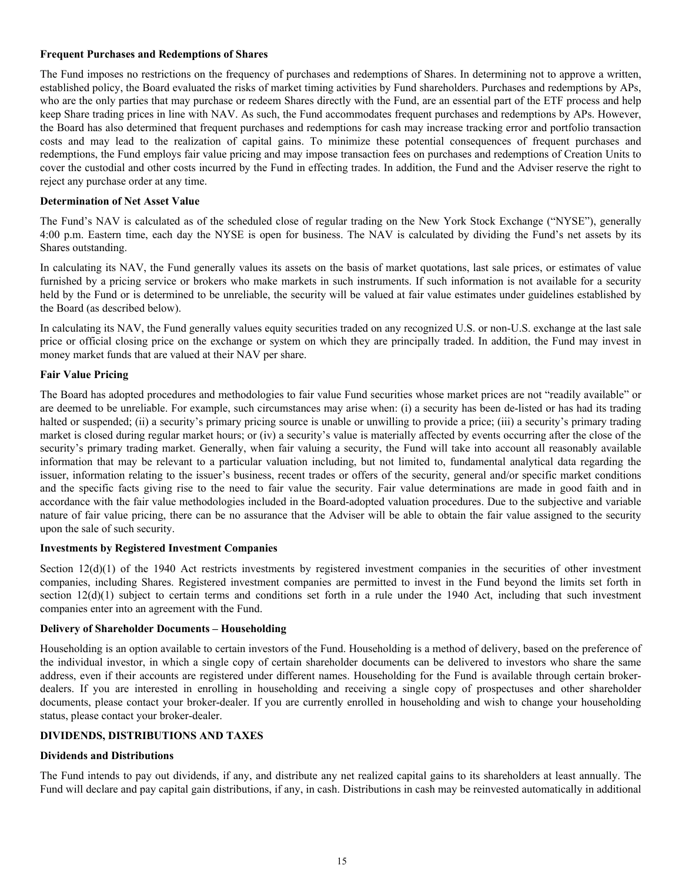**Frequent Purchases and Redemptions of Shares**

The Fund imposes no restrictions on the frequency of purchases and redemptions of Shares. In determining not to approve a written, established policy, the Board evaluated the risks of market timing activities by Fund shareholders. Purchases and redemptions by APs, who are the only parties that may purchase or redeem Shares directly with the Fund, are an essential part of the ETF process and help keep Share trading prices in line with NAV. As such, the Fund accommodates frequent purchases and redemptions by APs. However, the Board has also determined that frequent purchases and redemptions for cash may increase tracking error and portfolio transaction costs and may lead to the realization of capital gains. To minimize these potential consequences of frequent purchases and redemptions, the Fund employs fair value pricing and may impose transaction fees on purchases and redemptions of Creation Units to cover the custodial and other costs incurred by the Fund in effecting trades. In addition, the Fund and the Adviser reserve the right to reject any purchase order at any time.

**Determination of Net Asset Value**

The Fund's NAV is calculated as of the scheduled close of regular trading on the New York Stock Exchange ("NYSE"), generally 4:00 p.m. Eastern time, each day the NYSE is open for business. The NAV is calculated by dividing the Fund's net assets by its Shares outstanding.

In calculating its NAV, the Fund generally values its assets on the basis of market quotations, last sale prices, or estimates of value furnished by a pricing service or brokers who make markets in such instruments. If such information is not available for a security held by the Fund or is determined to be unreliable, the security will be valued at fair value estimates under guidelines established by the Board (as described below).

In calculating its NAV, the Fund generally values equity securities traded on any recognized U.S. or non-U.S. exchange at the last sale price or official closing price on the exchange or system on which they are principally traded. In addition, the Fund may invest in money market funds that are valued at their NAV per share.

**Fair Value Pricing**

The Board has adopted procedures and methodologies to fair value Fund securities whose market prices are not "readily available" or are deemed to be unreliable. For example, such circumstances may arise when: (i) a security has been de-listed or has had its trading halted or suspended; (ii) a security's primary pricing source is unable or unwilling to provide a price; (iii) a security's primary trading market is closed during regular market hours; or (iv) a security's value is materially affected by events occurring after the close of the security's primary trading market. Generally, when fair valuing a security, the Fund will take into account all reasonably available information that may be relevant to a particular valuation including, but not limited to, fundamental analytical data regarding the issuer, information relating to the issuer's business, recent trades or offers of the security, general and/or specific market conditions and the specific facts giving rise to the need to fair value the security. Fair value determinations are made in good faith and in accordance with the fair value methodologies included in the Board-adopted valuation procedures. Due to the subjective and variable nature of fair value pricing, there can be no assurance that the Adviser will be able to obtain the fair value assigned to the security upon the sale of such security.

**Investments by Registered Investment Companies**

Section 12(d)(1) of the 1940 Act restricts investments by registered investment companies in the securities of other investment companies, including Shares. Registered investment companies are permitted to invest in the Fund beyond the limits set forth in section 12(d)(1) subject to certain terms and conditions set forth in a rule under the 1940 Act, including that such investment companies enter into an agreement with the Fund.

**Delivery of Shareholder Documents – Householding**

Householding is an option available to certain investors of the Fund. Householding is a method of delivery, based on the preference of the individual investor, in which a single copy of certain shareholder documents can be delivered to investors who share the same address, even if their accounts are registered under different names. Householding for the Fund is available through certain broker-dealers. If you are interested in enrolling in householding and receiving a single copy of prospectuses and other shareholder documents, please contact your broker-dealer. If you are currently enrolled in householding and wish to change your householding status, please contact your broker-dealer.

## DIVIDENDS, DISTRIBUTIONS AND TAXES

**Dividends and Distributions**

The Fund intends to pay out dividends, if any, and distribute any net realized capital gains to its shareholders at least annually. The Fund will declare and pay capital gain distributions, if any, in cash. Distributions in cash may be reinvested automatically in additional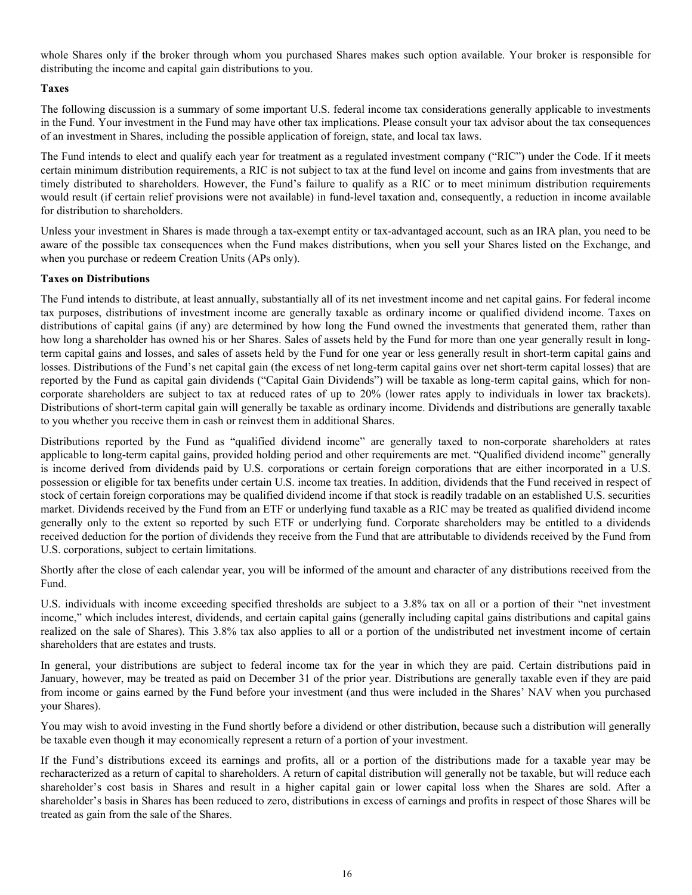whole Shares only if the broker through whom you purchased Shares makes such option available. Your broker is responsible for distributing the income and capital gain distributions to you.

**Taxes**

The following discussion is a summary of some important U.S. federal income tax considerations generally applicable to investments in the Fund. Your investment in the Fund may have other tax implications. Please consult your tax advisor about the tax consequences of an investment in Shares, including the possible application of foreign, state, and local tax laws.

The Fund intends to elect and qualify each year for treatment as a regulated investment company ("RIC") under the Code. If it meets certain minimum distribution requirements, a RIC is not subject to tax at the fund level on income and gains from investments that are timely distributed to shareholders. However, the Fund's failure to qualify as a RIC or to meet minimum distribution requirements would result (if certain relief provisions were not available) in fund-level taxation and, consequently, a reduction in income available for distribution to shareholders.

Unless your investment in Shares is made through a tax-exempt entity or tax-advantaged account, such as an IRA plan, you need to be aware of the possible tax consequences when the Fund makes distributions, when you sell your Shares listed on the Exchange, and when you purchase or redeem Creation Units (APs only).

**Taxes on Distributions**

The Fund intends to distribute, at least annually, substantially all of its net investment income and net capital gains. For federal income tax purposes, distributions of investment income are generally taxable as ordinary income or qualified dividend income. Taxes on distributions of capital gains (if any) are determined by how long the Fund owned the investments that generated them, rather than how long a shareholder has owned his or her Shares. Sales of assets held by the Fund for more than one year generally result in long-term capital gains and losses, and sales of assets held by the Fund for one year or less generally result in short-term capital gains and losses. Distributions of the Fund's net capital gain (the excess of net long-term capital gains over net short-term capital losses) that are reported by the Fund as capital gain dividends ("Capital Gain Dividends") will be taxable as long-term capital gains, which for non-corporate shareholders are subject to tax at reduced rates of up to 20% (lower rates apply to individuals in lower tax brackets). Distributions of short-term capital gain will generally be taxable as ordinary income. Dividends and distributions are generally taxable to you whether you receive them in cash or reinvest them in additional Shares.

Distributions reported by the Fund as "qualified dividend income" are generally taxed to non-corporate shareholders at rates applicable to long-term capital gains, provided holding period and other requirements are met. "Qualified dividend income" generally is income derived from dividends paid by U.S. corporations or certain foreign corporations that are either incorporated in a U.S. possession or eligible for tax benefits under certain U.S. income tax treaties. In addition, dividends that the Fund received in respect of stock of certain foreign corporations may be qualified dividend income if that stock is readily tradable on an established U.S. securities market. Dividends received by the Fund from an ETF or underlying fund taxable as a RIC may be treated as qualified dividend income generally only to the extent so reported by such ETF or underlying fund. Corporate shareholders may be entitled to a dividends received deduction for the portion of dividends they receive from the Fund that are attributable to dividends received by the Fund from U.S. corporations, subject to certain limitations.

Shortly after the close of each calendar year, you will be informed of the amount and character of any distributions received from the Fund.

U.S. individuals with income exceeding specified thresholds are subject to a 3.8% tax on all or a portion of their "net investment income," which includes interest, dividends, and certain capital gains (generally including capital gains distributions and capital gains realized on the sale of Shares). This 3.8% tax also applies to all or a portion of the undistributed net investment income of certain shareholders that are estates and trusts.

In general, your distributions are subject to federal income tax for the year in which they are paid. Certain distributions paid in January, however, may be treated as paid on December 31 of the prior year. Distributions are generally taxable even if they are paid from income or gains earned by the Fund before your investment (and thus were included in the Shares' NAV when you purchased your Shares).

You may wish to avoid investing in the Fund shortly before a dividend or other distribution, because such a distribution will generally be taxable even though it may economically represent a return of a portion of your investment.

If the Fund's distributions exceed its earnings and profits, all or a portion of the distributions made for a taxable year may be recharacterized as a return of capital to shareholders. A return of capital distribution will generally not be taxable, but will reduce each shareholder's cost basis in Shares and result in a higher capital gain or lower capital loss when the Shares are sold. After a shareholder's basis in Shares has been reduced to zero, distributions in excess of earnings and profits in respect of those Shares will be treated as gain from the sale of the Shares.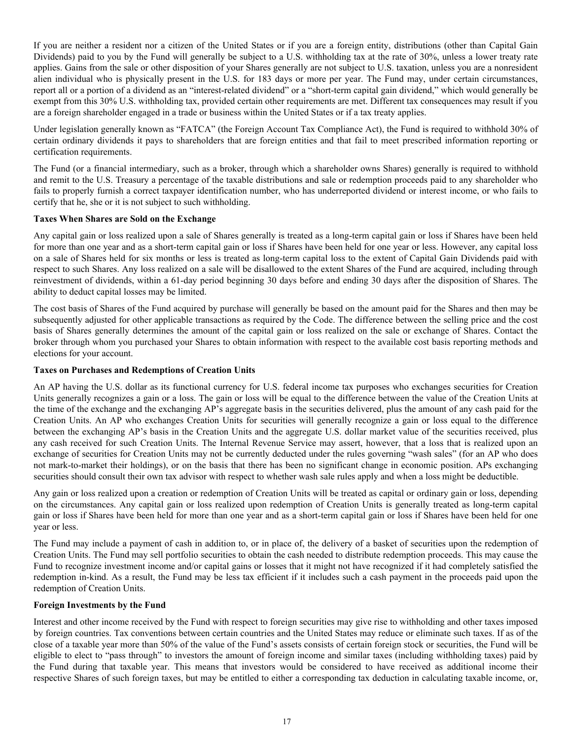If you are neither a resident nor a citizen of the United States or if you are a foreign entity, distributions (other than Capital Gain Dividends) paid to you by the Fund will generally be subject to a U.S. withholding tax at the rate of 30%, unless a lower treaty rate applies. Gains from the sale or other disposition of your Shares generally are not subject to U.S. taxation, unless you are a nonresident alien individual who is physically present in the U.S. for 183 days or more per year. The Fund may, under certain circumstances, report all or a portion of a dividend as an "interest-related dividend" or a "short-term capital gain dividend," which would generally be exempt from this 30% U.S. withholding tax, provided certain other requirements are met. Different tax consequences may result if you are a foreign shareholder engaged in a trade or business within the United States or if a tax treaty applies.

Under legislation generally known as "FATCA" (the Foreign Account Tax Compliance Act), the Fund is required to withhold 30% of certain ordinary dividends it pays to shareholders that are foreign entities and that fail to meet prescribed information reporting or certification requirements.

The Fund (or a financial intermediary, such as a broker, through which a shareholder owns Shares) generally is required to withhold and remit to the U.S. Treasury a percentage of the taxable distributions and sale or redemption proceeds paid to any shareholder who fails to properly furnish a correct taxpayer identification number, who has underreported dividend or interest income, or who fails to certify that he, she or it is not subject to such withholding.

**Taxes When Shares are Sold on the Exchange**

Any capital gain or loss realized upon a sale of Shares generally is treated as a long-term capital gain or loss if Shares have been held for more than one year and as a short-term capital gain or loss if Shares have been held for one year or less. However, any capital loss on a sale of Shares held for six months or less is treated as long-term capital loss to the extent of Capital Gain Dividends paid with respect to such Shares. Any loss realized on a sale will be disallowed to the extent Shares of the Fund are acquired, including through reinvestment of dividends, within a 61-day period beginning 30 days before and ending 30 days after the disposition of Shares. The ability to deduct capital losses may be limited.

The cost basis of Shares of the Fund acquired by purchase will generally be based on the amount paid for the Shares and then may be subsequently adjusted for other applicable transactions as required by the Code. The difference between the selling price and the cost basis of Shares generally determines the amount of the capital gain or loss realized on the sale or exchange of Shares. Contact the broker through whom you purchased your Shares to obtain information with respect to the available cost basis reporting methods and elections for your account.

**Taxes on Purchases and Redemptions of Creation Units**

An AP having the U.S. dollar as its functional currency for U.S. federal income tax purposes who exchanges securities for Creation Units generally recognizes a gain or a loss. The gain or loss will be equal to the difference between the value of the Creation Units at the time of the exchange and the exchanging AP's aggregate basis in the securities delivered, plus the amount of any cash paid for the Creation Units. An AP who exchanges Creation Units for securities will generally recognize a gain or loss equal to the difference between the exchanging AP's basis in the Creation Units and the aggregate U.S. dollar market value of the securities received, plus any cash received for such Creation Units. The Internal Revenue Service may assert, however, that a loss that is realized upon an exchange of securities for Creation Units may not be currently deducted under the rules governing "wash sales" (for an AP who does not mark-to-market their holdings), or on the basis that there has been no significant change in economic position. APs exchanging securities should consult their own tax advisor with respect to whether wash sale rules apply and when a loss might be deductible.

Any gain or loss realized upon a creation or redemption of Creation Units will be treated as capital or ordinary gain or loss, depending on the circumstances. Any capital gain or loss realized upon redemption of Creation Units is generally treated as long-term capital gain or loss if Shares have been held for more than one year and as a short-term capital gain or loss if Shares have been held for one year or less.

The Fund may include a payment of cash in addition to, or in place of, the delivery of a basket of securities upon the redemption of Creation Units. The Fund may sell portfolio securities to obtain the cash needed to distribute redemption proceeds. This may cause the Fund to recognize investment income and/or capital gains or losses that it might not have recognized if it had completely satisfied the redemption in-kind. As a result, the Fund may be less tax efficient if it includes such a cash payment in the proceeds paid upon the redemption of Creation Units.

**Foreign Investments by the Fund**

Interest and other income received by the Fund with respect to foreign securities may give rise to withholding and other taxes imposed by foreign countries. Tax conventions between certain countries and the United States may reduce or eliminate such taxes. If as of the close of a taxable year more than 50% of the value of the Fund's assets consists of certain foreign stock or securities, the Fund will be eligible to elect to "pass through" to investors the amount of foreign income and similar taxes (including withholding taxes) paid by the Fund during that taxable year. This means that investors would be considered to have received as additional income their respective Shares of such foreign taxes, but may be entitled to either a corresponding tax deduction in calculating taxable income, or,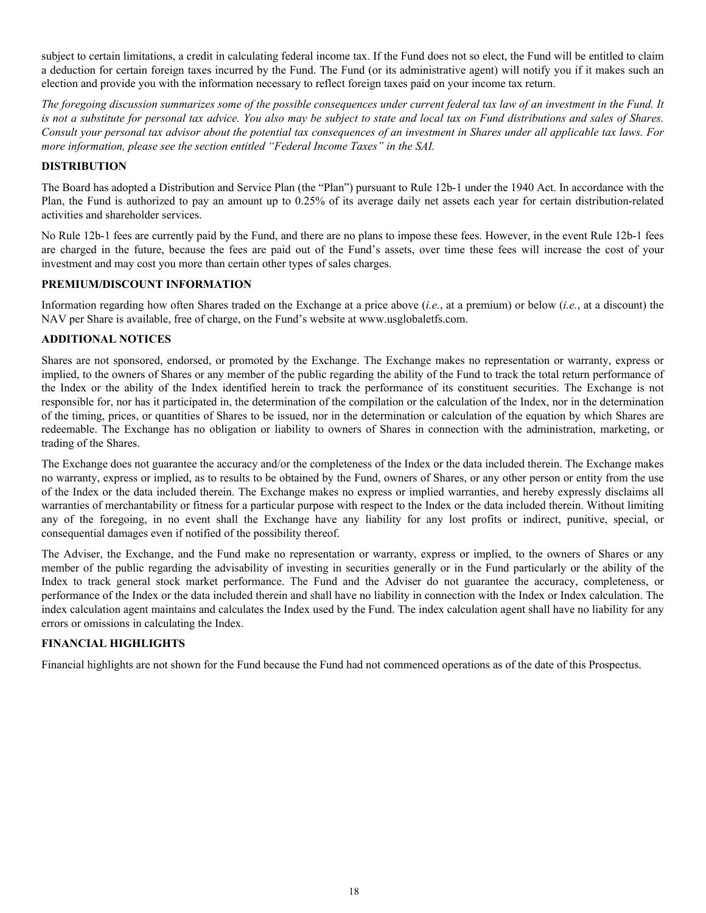subject to certain limitations, a credit in calculating federal income tax. If the Fund does not so elect, the Fund will be entitled to claim a deduction for certain foreign taxes incurred by the Fund. The Fund (or its administrative agent) will notify you if it makes such an election and provide you with the information necessary to reflect foreign taxes paid on your income tax return.

*The foregoing discussion summarizes some of the possible consequences under current federal tax law of an investment in the Fund. It is not a substitute for personal tax advice. You also may be subject to state and local tax on Fund distributions and sales of Shares. Consult your personal tax advisor about the potential tax consequences of an investment in Shares under all applicable tax laws. For more information, please see the section entitled "Federal Income Taxes" in the SAI.*

## DISTRIBUTION

The Board has adopted a Distribution and Service Plan (the "Plan") pursuant to Rule 12b-1 under the 1940 Act. In accordance with the Plan, the Fund is authorized to pay an amount up to 0.25% of its average daily net assets each year for certain distribution-related activities and shareholder services.

No Rule 12b-1 fees are currently paid by the Fund, and there are no plans to impose these fees. However, in the event Rule 12b-1 fees are charged in the future, because the fees are paid out of the Fund's assets, over time these fees will increase the cost of your investment and may cost you more than certain other types of sales charges.

## PREMIUM/DISCOUNT INFORMATION

Information regarding how often Shares traded on the Exchange at a price above (*i.e.*, at a premium) or below (*i.e.*, at a discount) the NAV per Share is available, free of charge, on the Fund's website at www.usglobaletfs.com.

## ADDITIONAL NOTICES

Shares are not sponsored, endorsed, or promoted by the Exchange. The Exchange makes no representation or warranty, express or implied, to the owners of Shares or any member of the public regarding the ability of the Fund to track the total return performance of the Index or the ability of the Index identified herein to track the performance of its constituent securities. The Exchange is not responsible for, nor has it participated in, the determination of the compilation or the calculation of the Index, nor in the determination of the timing, prices, or quantities of Shares to be issued, nor in the determination or calculation of the equation by which Shares are redeemable. The Exchange has no obligation or liability to owners of Shares in connection with the administration, marketing, or trading of the Shares.

The Exchange does not guarantee the accuracy and/or the completeness of the Index or the data included therein. The Exchange makes no warranty, express or implied, as to results to be obtained by the Fund, owners of Shares, or any other person or entity from the use of the Index or the data included therein. The Exchange makes no express or implied warranties, and hereby expressly disclaims all warranties of merchantability or fitness for a particular purpose with respect to the Index or the data included therein. Without limiting any of the foregoing, in no event shall the Exchange have any liability for any lost profits or indirect, punitive, special, or consequential damages even if notified of the possibility thereof.

The Adviser, the Exchange, and the Fund make no representation or warranty, express or implied, to the owners of Shares or any member of the public regarding the advisability of investing in securities generally or in the Fund particularly or the ability of the Index to track general stock market performance. The Fund and the Adviser do not guarantee the accuracy, completeness, or performance of the Index or the data included therein and shall have no liability in connection with the Index or Index calculation. The index calculation agent maintains and calculates the Index used by the Fund. The index calculation agent shall have no liability for any errors or omissions in calculating the Index.

## FINANCIAL HIGHLIGHTS

Financial highlights are not shown for the Fund because the Fund had not commenced operations as of the date of this Prospectus.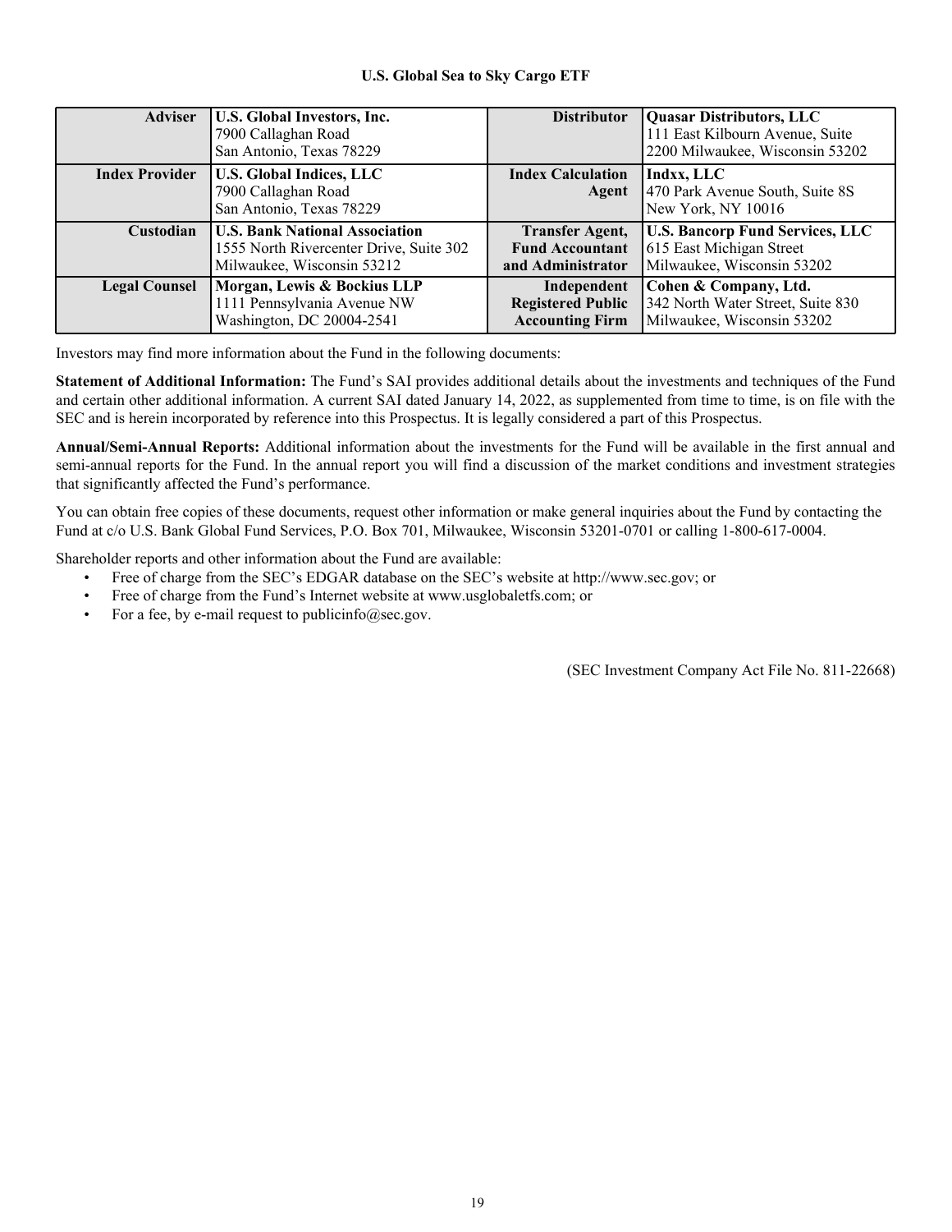**U.S. Global Sea to Sky Cargo ETF**

| | | | |
|---|---|---|---|
| **Adviser** | **U.S. Global Investors, Inc.**<br>7900 Callaghan Road<br>San Antonio, Texas 78229 | **Distributor** | **Quasar Distributors, LLC**<br>111 East Kilbourn Avenue, Suite 2200 Milwaukee, Wisconsin 53202 |
| **Index Provider** | **U.S. Global Indices, LLC**<br>7900 Callaghan Road<br>San Antonio, Texas 78229 | **Index Calculation Agent** | **Indxx, LLC**<br>470 Park Avenue South, Suite 8S<br>New York, NY 10016 |
| **Custodian** | **U.S. Bank National Association**<br>1555 North Rivercenter Drive, Suite 302<br>Milwaukee, Wisconsin 53212 | **Transfer Agent, Fund Accountant and Administrator** | **U.S. Bancorp Fund Services, LLC**<br>615 East Michigan Street<br>Milwaukee, Wisconsin 53202 |
| **Legal Counsel** | **Morgan, Lewis & Bockius LLP**<br>1111 Pennsylvania Avenue NW<br>Washington, DC 20004-2541 | **Independent Registered Public Accounting Firm** | **Cohen & Company, Ltd.**<br>342 North Water Street, Suite 830<br>Milwaukee, Wisconsin 53202 |

Investors may find more information about the Fund in the following documents:

**Statement of Additional Information:** The Fund's SAI provides additional details about the investments and techniques of the Fund and certain other additional information. A current SAI dated January 14, 2022, as supplemented from time to time, is on file with the SEC and is herein incorporated by reference into this Prospectus. It is legally considered a part of this Prospectus.

**Annual/Semi-Annual Reports:** Additional information about the investments for the Fund will be available in the first annual and semi-annual reports for the Fund. In the annual report you will find a discussion of the market conditions and investment strategies that significantly affected the Fund's performance.

You can obtain free copies of these documents, request other information or make general inquiries about the Fund by contacting the Fund at c/o U.S. Bank Global Fund Services, P.O. Box 701, Milwaukee, Wisconsin 53201-0701 or calling 1-800-617-0004.

Shareholder reports and other information about the Fund are available:

- Free of charge from the SEC's EDGAR database on the SEC's website at http://www.sec.gov; or
- Free of charge from the Fund's Internet website at www.usglobaletfs.com; or
- For a fee, by e-mail request to publicinfo@sec.gov.

(SEC Investment Company Act File No. 811-22668)